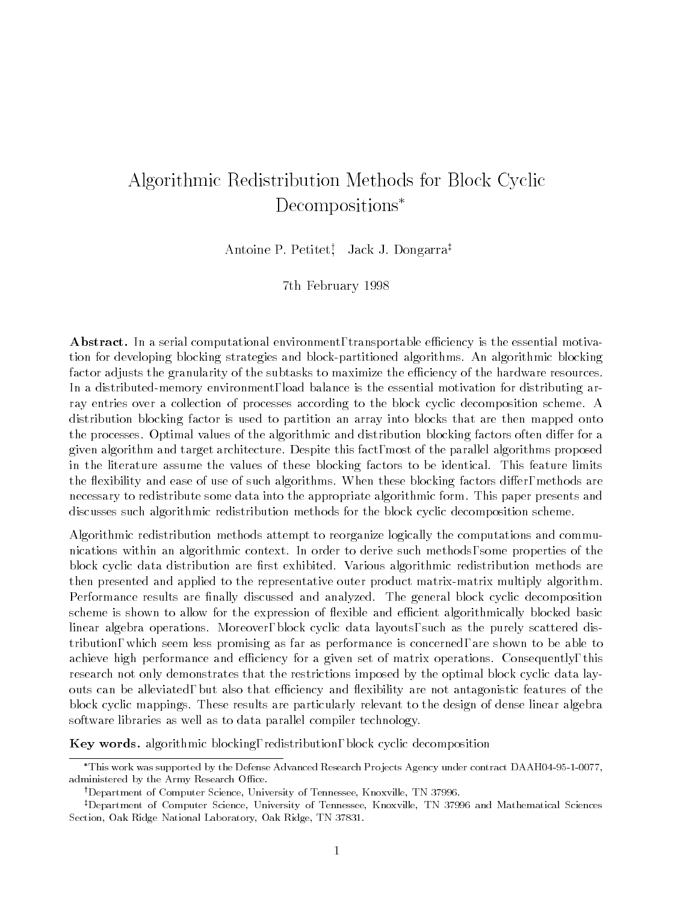# Algorithmic Redistribution Methods for Block Cyclic Decompositions*

Antoine P. Petitet[†], Jack J. Dongarra[‡]

7th February 1998

**Abstract.** In a serial computational environment, transportable efficiency is the essential motivation for developing blocking strategies and block-partitioned algorithms. An algorithmic blocking factor adjusts the granularity of the subtasks to maximize the efficiency of the hardware resources. In a distributed-memory environment, load balance is the essential motivation for distributing array entries over a collection of processes according to the block cyclic decomposition scheme. A distribution blocking factor is used to partition an array into blocks that are then mapped onto the processes. Optimal values of the algorithmic and distribution blocking factors often differ for a given algorithm and target architecture. Despite this fact, most of the parallel algorithms proposed in the literature assume the values of these blocking factors to be identical. This feature limits the flexibility and ease of use of such algorithms. When these blocking factors differ, methods are necessary to redistribute some data into the appropriate algorithmic form. This paper presents and discusses such algorithmic redistribution methods for the block cyclic decomposition scheme.

Algorithmic redistribution methods attempt to reorganize logically the computations and communications within an algorithmic context. In order to derive such methods, some properties of the block cyclic data distribution are first exhibited. Various algorithmic redistribution methods are then presented and applied to the representative outer product matrix-matrix multiply algorithm. Performance results are finally discussed and analyzed. The general block cyclic decomposition scheme is shown to allow for the expression of flexible and efficient algorithmically blocked basic linear algebra operations. Moreover, block cyclic data layouts, such as the purely scattered distribution, which seem less promising as far as performance is concerned, are shown to be able to achieve high performance and efficiency for a given set of matrix operations. Consequently, this research not only demonstrates that the restrictions imposed by the optimal block cyclic data layouts can be alleviated, but also that efficiency and flexibility are not antagonistic features of the block cyclic mappings. These results are particularly relevant to the design of dense linear algebra software libraries as well as to data parallel compiler technology.

**Key words.** algorithmic blocking, redistribution, block cyclic decomposition

*This work was supported by the Defense Advanced Research Projects Agency under contract DAAH04-95-1-0077, administered by the Army Research Office.

[†]Department of Computer Science, University of Tennessee, Knoxville, TN 37996.

[‡]Department of Computer Science, University of Tennessee, Knoxville, TN 37996 and Mathematical Sciences Section, Oak Ridge National Laboratory, Oak Ridge, TN 37831.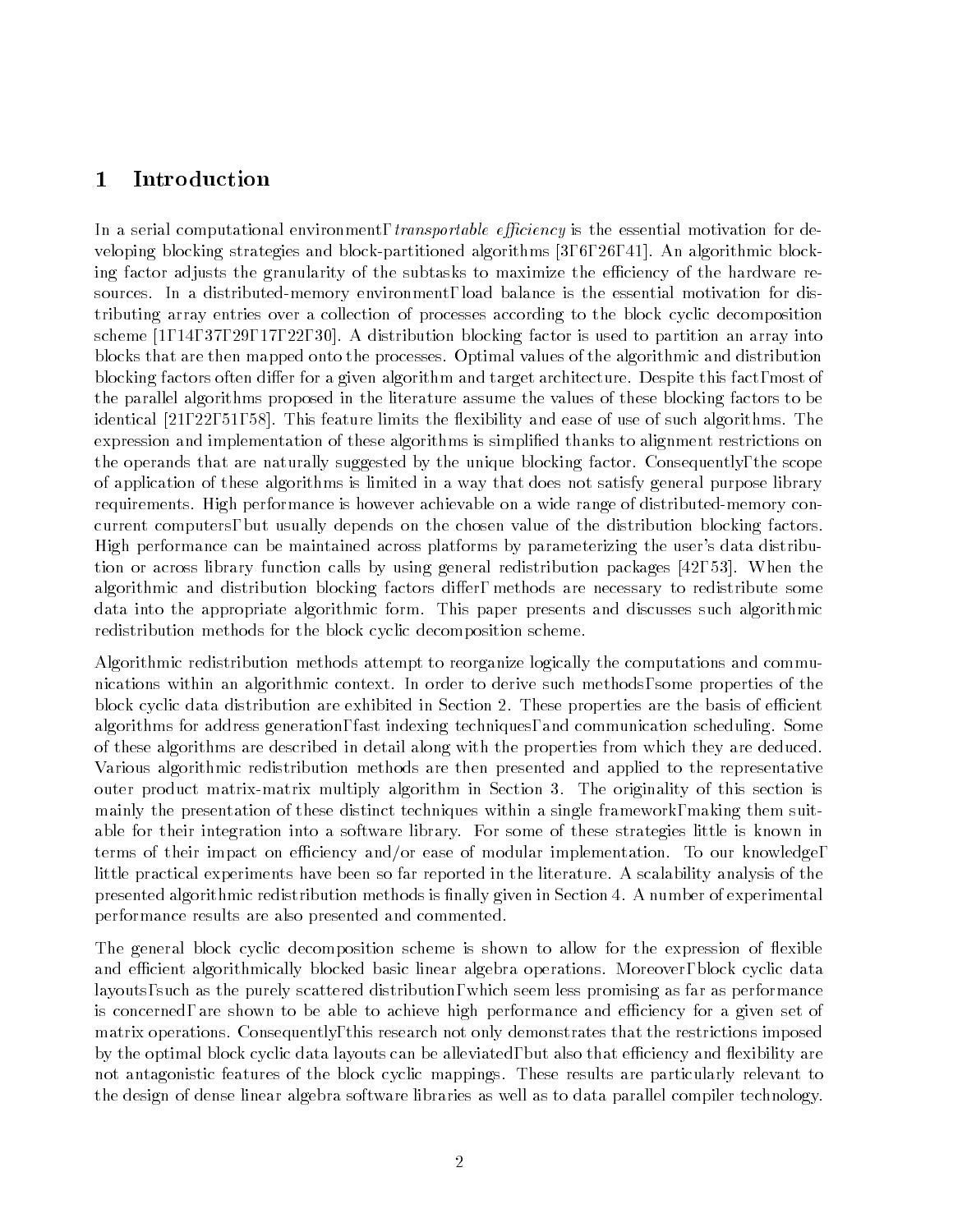# 1 Introduction

In a serial computational environment, *transportable efficiency* is the essential motivation for developing blocking strategies and block-partitioned algorithms [3, 6, 26, 41]. An algorithmic blocking factor adjusts the granularity of the subtasks to maximize the efficiency of the hardware resources. In a distributed-memory environment, load balance is the essential motivation for distributing array entries over a collection of processes according to the block cyclic decomposition scheme [1, 14, 37, 29, 17, 22, 30]. A distribution blocking factor is used to partition an array into blocks that are then mapped onto the processes. Optimal values of the algorithmic and distribution blocking factors often differ for a given algorithm and target architecture. Despite this fact, most of the parallel algorithms proposed in the literature assume the values of these blocking factors to be identical [21, 22, 51, 58]. This feature limits the flexibility and ease of use of such algorithms. The expression and implementation of these algorithms is simplified thanks to alignment restrictions on the operands that are naturally suggested by the unique blocking factor. Consequently, the scope of application of these algorithms is limited in a way that does not satisfy general purpose library requirements. High performance is however achievable on a wide range of distributed-memory concurrent computers, but usually depends on the chosen value of the distribution blocking factors. High performance can be maintained across platforms by parameterizing the user's data distribution or across library function calls by using general redistribution packages [42, 53]. When the algorithmic and distribution blocking factors differ, methods are necessary to redistribute some data into the appropriate algorithmic form. This paper presents and discusses such algorithmic redistribution methods for the block cyclic decomposition scheme.

Algorithmic redistribution methods attempt to reorganize logically the computations and communications within an algorithmic context. In order to derive such methods, some properties of the block cyclic data distribution are exhibited in Section 2. These properties are the basis of efficient algorithms for address generation, fast indexing techniques, and communication scheduling. Some of these algorithms are described in detail along with the properties from which they are deduced. Various algorithmic redistribution methods are then presented and applied to the representative outer product matrix-matrix multiply algorithm in Section 3. The originality of this section is mainly the presentation of these distinct techniques within a single framework, making them suitable for their integration into a software library. For some of these strategies little is known in terms of their impact on efficiency and/or ease of modular implementation. To our knowledge, little practical experiments have been so far reported in the literature. A scalability analysis of the presented algorithmic redistribution methods is finally given in Section 4. A number of experimental performance results are also presented and commented.

The general block cyclic decomposition scheme is shown to allow for the expression of flexible and efficient algorithmically blocked basic linear algebra operations. Moreover, block cyclic data layouts, such as the purely scattered distribution, which seem less promising as far as performance is concerned, are shown to be able to achieve high performance and efficiency for a given set of matrix operations. Consequently, this research not only demonstrates that the restrictions imposed by the optimal block cyclic data layouts can be alleviated, but also that efficiency and flexibility are not antagonistic features of the block cyclic mappings. These results are particularly relevant to the design of dense linear algebra software libraries as well as to data parallel compiler technology.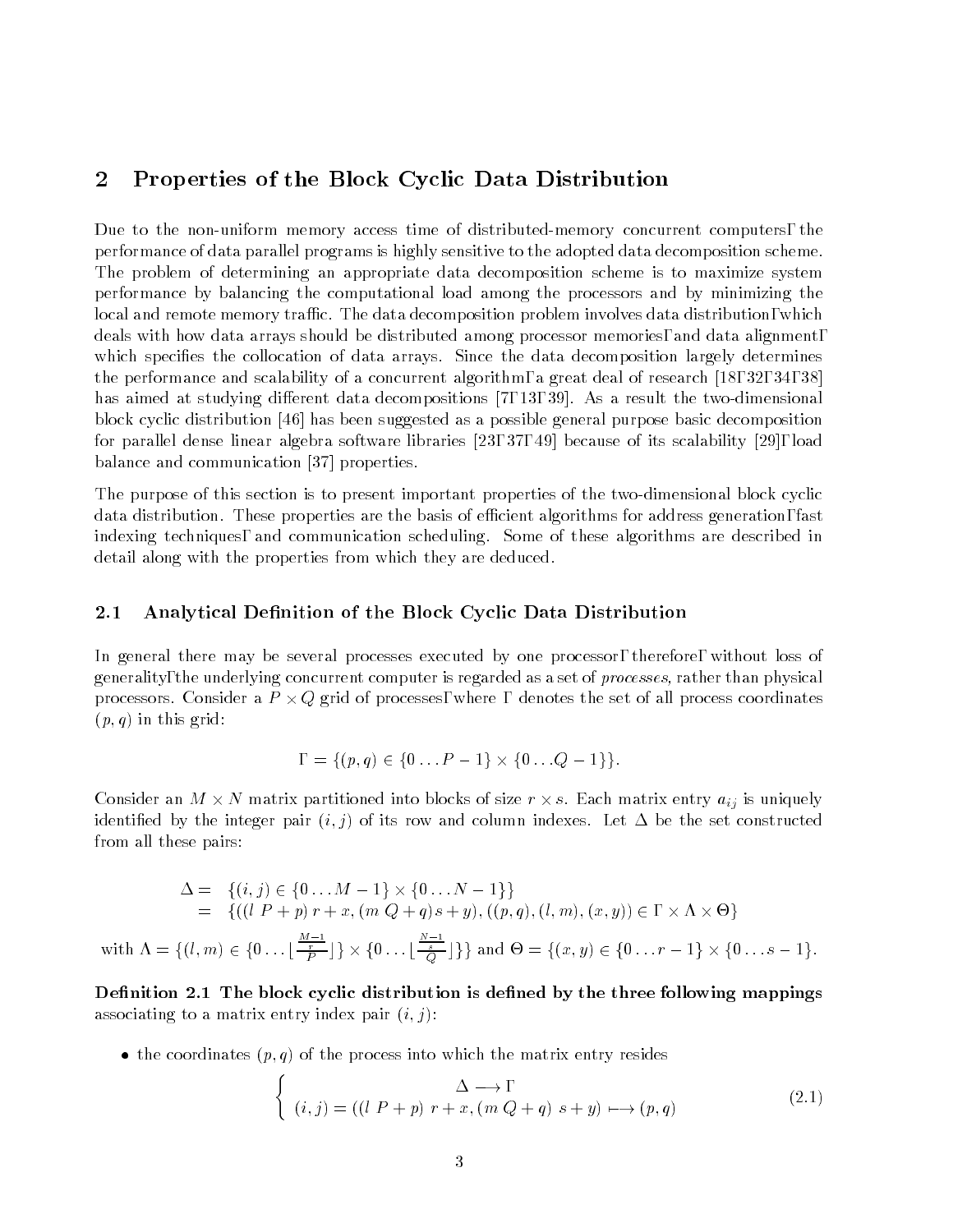## 2 Properties of the Block Cyclic Data Distribution

Due to the non-uniform memory access time of distributed-memory concurrent computers, the performance of data parallel programs is highly sensitive to the adopted data decomposition scheme. The problem of determining an appropriate data decomposition scheme is to maximize system performance by balancing the computational load among the processors and by minimizing the local and remote memory traffic. The data decomposition problem involves data distribution, which deals with how data arrays should be distributed among processor memories, and data alignment, which specifies the collocation of data arrays. Since the data decomposition largely determines the performance and scalability of a concurrent algorithm, a great deal of research [18, 32, 34, 38] has aimed at studying different data decompositions [7, 13, 39]. As a result the two-dimensional block cyclic distribution [46] has been suggested as a possible general purpose basic decomposition for parallel dense linear algebra software libraries [23, 37, 49] because of its scalability [29], load balance and communication [37] properties.

The purpose of this section is to present important properties of the two-dimensional block cyclic data distribution. These properties are the basis of efficient algorithms for address generation, fast indexing techniques, and communication scheduling. Some of these algorithms are described in detail along with the properties from which they are deduced.

### 2.1 Analytical Definition of the Block Cyclic Data Distribution

In general there may be several processes executed by one processor, therefore, without loss of generality, the underlying concurrent computer is regarded as a set of *processes,* rather than physical processors. Consider a $P \times Q$ grid of processes, where $\Gamma$ denotes the set of all process coordinates $(p, q)$ in this grid:

$$\Gamma = \{(p, q) \in \{0 \ldots P-1\} \times \{0 \ldots Q-1\}\}.$$

Consider an $M \times N$ matrix partitioned into blocks of size $r \times s$. Each matrix entry $a_{ij}$ is uniquely identified by the integer pair $(i, j)$ of its row and column indexes. Let $\Delta$ be the set constructed from all these pairs:

$$\begin{aligned} \Delta = & \; \{(i, j) \in \{0 \ldots M-1\} \times \{0 \ldots N-1\}\} \\ = & \; \{((l\ P + p)\, r + x, (m\ Q + q) s + y), ((p, q), (l, m), (x, y)) \in \Gamma \times \Lambda \times \Theta\} \end{aligned}$$

with $\Lambda = \{(l, m) \in \{0 \ldots \lfloor \frac{\frac{M-1}{r}}{P} \rfloor\} \times \{0 \ldots \lfloor \frac{\frac{N-1}{s}}{Q} \rfloor\}\}$ and $\Theta = \{(x, y) \in \{0 \ldots r-1\} \times \{0 \ldots s-1\}$.

**Definition 2.1 The block cyclic distribution is defined by the three following mappings** associating to a matrix entry index pair $(i, j)$:

- the coordinates $(p, q)$ of the process into which the matrix entry resides

$$\left\{ \begin{array}{c} \Delta \longrightarrow \Gamma \\ (i, j) = ((l\ P + p)\ r + x, (m\ Q + q)\ s + y) \longmapsto (p, q) \end{array} \right. \tag{2.1}$$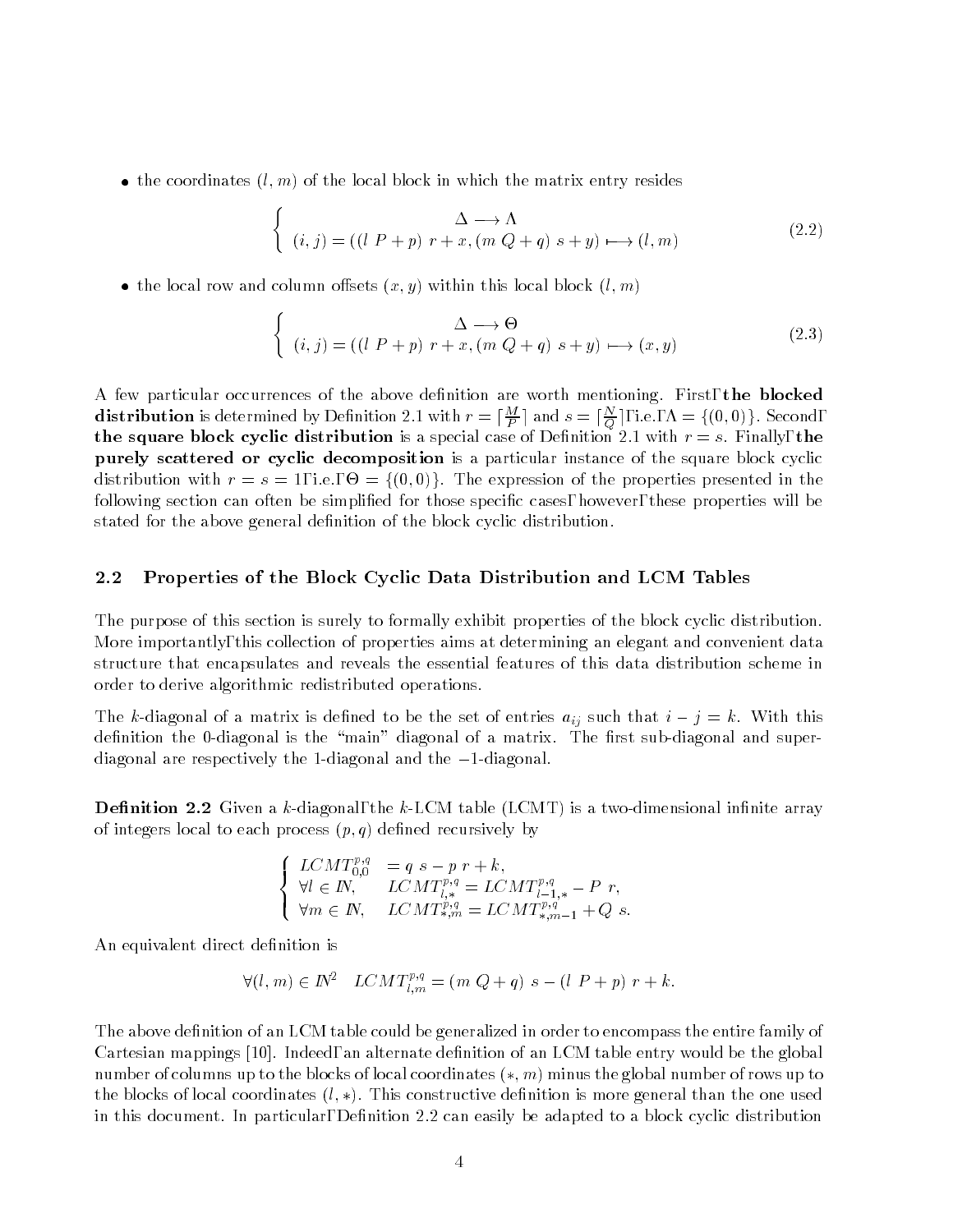- the coordinates $(l, m)$ of the local block in which the matrix entry resides

$$\left\{ \begin{array}{c} \Delta \longrightarrow \Lambda \\ (i, j) = ((l\ P + p)\ r + x, (m\ Q + q)\ s + y) \longmapsto (l, m) \end{array} \right. \tag{2.2}$$

- the local row and column offsets $(x, y)$ within this local block $(l, m)$

$$\left\{ \begin{array}{c} \Delta \longrightarrow \Theta \\ (i, j) = ((l\ P + p)\ r + x, (m\ Q + q)\ s + y) \longmapsto (x, y) \end{array} \right. \tag{2.3}$$

A few particular occurrences of the above definition are worth mentioning. First, **the blocked distribution** is determined by Definition 2.1 with $r = \lceil \frac{M}{P} \rceil$ and $s = \lceil \frac{N}{Q} \rceil$, i.e., $\Lambda = \{(0, 0)\}$. Second, **the square block cyclic distribution** is a special case of Definition 2.1 with $r = s$. Finally, **the purely scattered or cyclic decomposition** is a particular instance of the square block cyclic distribution with $r = s = 1$, i.e., $\Theta = \{(0, 0)\}$. The expression of the properties presented in the following section can often be simplified for those specific cases, however, these properties will be stated for the above general definition of the block cyclic distribution.

## 2.2 Properties of the Block Cyclic Data Distribution and LCM Tables

The purpose of this section is surely to formally exhibit properties of the block cyclic distribution. More importantly, this collection of properties aims at determining an elegant and convenient data structure that encapsulates and reveals the essential features of this data distribution scheme in order to derive algorithmic redistributed operations.

The $k$-diagonal of a matrix is defined to be the set of entries $a_{ij}$ such that $i - j = k$. With this definition the 0-diagonal is the "main" diagonal of a matrix. The first sub-diagonal and super-diagonal are respectively the 1-diagonal and the $-1$-diagonal.

**Definition 2.2** Given a $k$-diagonal, the $k$-LCM table (LCMT) is a two-dimensional infinite array of integers local to each process $(p, q)$ defined recursively by

$$\left\{ \begin{array}{lll} LCMT_{0,0}^{p,q} & = q\ s - p\ r + k, & \\ \forall l \in I\!N, & LCMT_{l,*}^{p,q} = LCMT_{l-1,*}^{p,q} - P\ r, & \\ \forall m \in I\!N, & LCMT_{*,m}^{p,q} = LCMT_{*,m-1}^{p,q} + Q\ s. & \end{array} \right.$$

An equivalent direct definition is

$$\forall (l, m) \in I\!N^2 \quad LCMT_{l,m}^{p,q} = (m\ Q + q)\ s - (l\ P + p)\ r + k.$$

The above definition of an LCM table could be generalized in order to encompass the entire family of Cartesian mappings [10]. Indeed, an alternate definition of an LCM table entry would be the global number of columns up to the blocks of local coordinates $(*, m)$ minus the global number of rows up to the blocks of local coordinates $(l, *)$. This constructive definition is more general than the one used in this document. In particular, Definition 2.2 can easily be adapted to a block cyclic distribution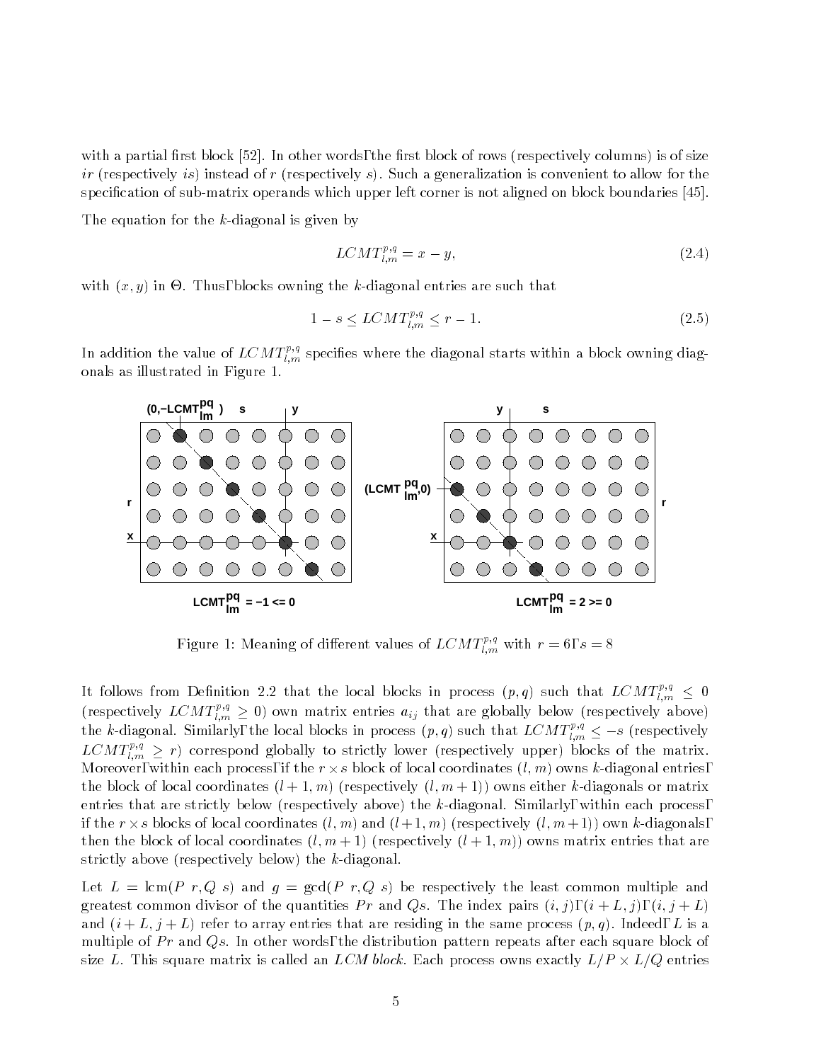with a partial first block [52]. In other words, the first block of rows (respectively columns) is of size $ir$ (respectively $is$) instead of $r$ (respectively $s$). Such a generalization is convenient to allow for the specification of sub-matrix operands which upper left corner is not aligned on block boundaries [45].

The equation for the $k$-diagonal is given by

$$LCMT^{p,q}_{l,m} = x - y, \tag{2.4}$$

with $(x, y)$ in $\Theta$. Thus, blocks owning the $k$-diagonal entries are such that

$$1 - s \leq LCMT^{p,q}_{l,m} \leq r - 1. \tag{2.5}$$

In addition the value of $LCMT^{p,q}_{l,m}$ specifies where the diagonal starts within a block owning diagonals as illustrated in Figure 1.

Figure 1: Meaning of different values of $LCMT^{p,q}_{l,m}$ with $r = 6$, $s = 8$

It follows from Definition 2.2 that the local blocks in process $(p, q)$ such that $LCMT^{p,q}_{l,m} \leq 0$ (respectively $LCMT^{p,q}_{l,m} \geq 0$) own matrix entries $a_{ij}$ that are globally below (respectively above) the $k$-diagonal. Similarly, the local blocks in process $(p, q)$ such that $LCMT^{p,q}_{l,m} \leq -s$ (respectively $LCMT^{p,q}_{l,m} \geq r$) correspond globally to strictly lower (respectively upper) blocks of the matrix. Moreover, within each process, if the $r \times s$ block of local coordinates $(l, m)$ owns $k$-diagonal entries, the block of local coordinates $(l+1, m)$ (respectively $(l, m+1)$) owns either $k$-diagonals or matrix entries that are strictly below (respectively above) the $k$-diagonal. Similarly, within each process, if the $r \times s$ blocks of local coordinates $(l, m)$ and $(l+1, m)$ (respectively $(l, m+1)$) own $k$-diagonals, then the block of local coordinates $(l, m+1)$ (respectively $(l+1, m)$) owns matrix entries that are strictly above (respectively below) the $k$-diagonal.

Let $L = \text{lcm}(P\ r, Q\ s)$ and $g = \gcd(P\ r, Q\ s)$ be respectively the least common multiple and greatest common divisor of the quantities $Pr$ and $Qs$. The index pairs $(i, j)$, $(i + L, j)$, $(i, j + L)$ and $(i + L, j + L)$ refer to array entries that are residing in the same process $(p, q)$. Indeed, $L$ is a multiple of $Pr$ and $Qs$. In other words, the distribution pattern repeats after each square block of size $L$. This square matrix is called an *LCM block*. Each process owns exactly $L/P \times L/Q$ entries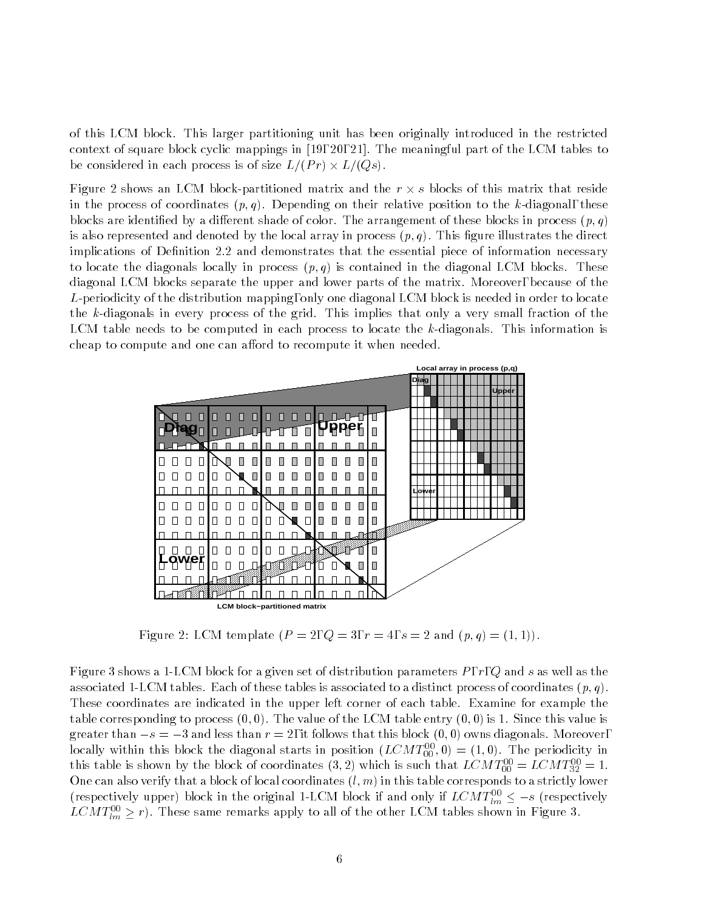of this LCM block. This larger partitioning unit has been originally introduced in the restricted context of square block cyclic mappings in [19, 20, 21]. The meaningful part of the LCM tables to be considered in each process is of size $L/(Pr) \times L/(Qs)$.

Figure 2 shows an LCM block-partitioned matrix and the $r \times s$ blocks of this matrix that reside in the process of coordinates $(p, q)$. Depending on their relative position to the $k$-diagonal, these blocks are identified by a different shade of color. The arrangement of these blocks in process $(p, q)$ is also represented and denoted by the local array in process $(p, q)$. This figure illustrates the direct implications of Definition 2.2 and demonstrates that the essential piece of information necessary to locate the diagonals locally in process $(p, q)$ is contained in the diagonal LCM blocks. These diagonal LCM blocks separate the upper and lower parts of the matrix. Moreover, because of the $L$-periodicity of the distribution mapping, only one diagonal LCM block is needed in order to locate the $k$-diagonals in every process of the grid. This implies that only a very small fraction of the LCM table needs to be computed in each process to locate the $k$-diagonals. This information is cheap to compute and one can afford to recompute it when needed.

Figure 2: LCM template ($P = 2, Q = 3, r = 4, s = 2$ and $(p, q) = (1, 1)$).

Figure 3 shows a 1-LCM block for a given set of distribution parameters $P, r, Q$ and $s$ as well as the associated 1-LCM tables. Each of these tables is associated to a distinct process of coordinates $(p, q)$. These coordinates are indicated in the upper left corner of each table. Examine for example the table corresponding to process $(0, 0)$. The value of the LCM table entry $(0, 0)$ is 1. Since this value is greater than $-s = -3$ and less than $r = 2$, it follows that this block $(0, 0)$ owns diagonals. Moreover, locally within this block the diagonal starts in position $(LCMT^{00}_{00}, 0) = (1, 0)$. The periodicity in this table is shown by the block of coordinates $(3, 2)$ which is such that $LCMT^{00}_{00} = LCMT^{00}_{32} = 1$. One can also verify that a block of local coordinates $(l, m)$ in this table corresponds to a strictly lower (respectively upper) block in the original 1-LCM block if and only if $LCMT^{00}_{lm} \leq -s$ (respectively $LCMT^{00}_{lm} \geq r$). These same remarks apply to all of the other LCM tables shown in Figure 3.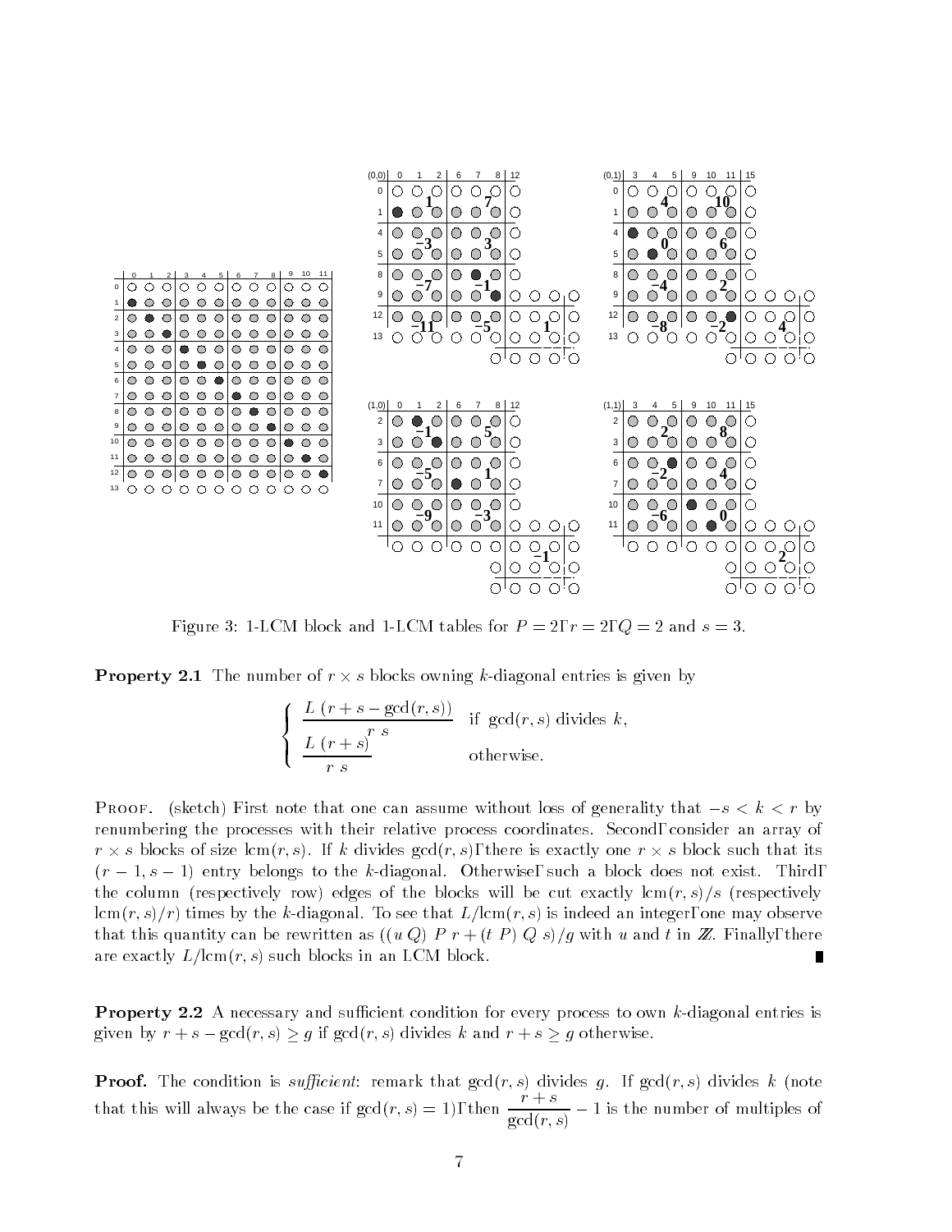Figure 3: 1-LCM block and 1-LCM tables for $P = 2, r = 2, Q = 2$ and $s = 3$.

**Property 2.1** The number of $r \times s$ blocks owning $k$-diagonal entries is given by

$$\begin{cases} \dfrac{L\ (r + s - \gcd(r,s))}{r\ s} & \text{if } \gcd(r,s) \text{ divides } k, \\ \dfrac{L\ (r+s)}{r\ s} & \text{otherwise.} \end{cases}$$

Proof. (sketch) First note that one can assume without loss of generality that $-s < k < r$ by renumbering the processes with their relative process coordinates. Second, consider an array of $r \times s$ blocks of size $\text{lcm}(r,s)$. If $k$ divides $\gcd(r,s)$, there is exactly one $r \times s$ block such that its $(r-1, s-1)$ entry belongs to the $k$-diagonal. Otherwise, such a block does not exist. Third, the column (respectively row) edges of the blocks will be cut exactly $\text{lcm}(r,s)/s$ (respectively $\text{lcm}(r,s)/r$) times by the $k$-diagonal. To see that $L/\text{lcm}(r,s)$ is indeed an integer, one may observe that this quantity can be rewritten as $((u\ Q)\ P\ r + (t\ P)\ Q\ s)/g$ with $u$ and $t$ in $\mathbb{Z}$. Finally, there are exactly $L/\text{lcm}(r,s)$ such blocks in an LCM block. ∎

**Property 2.2** A necessary and sufficient condition for every process to own $k$-diagonal entries is given by $r + s - \gcd(r,s) \geq g$ if $\gcd(r,s)$ divides $k$ and $r + s \geq g$ otherwise.

**Proof.** The condition is *sufficient*: remark that $\gcd(r,s)$ divides $g$. If $\gcd(r,s)$ divides $k$ (note that this will always be the case if $\gcd(r,s) = 1$), then $\dfrac{r+s}{\gcd(r,s)} - 1$ is the number of multiples of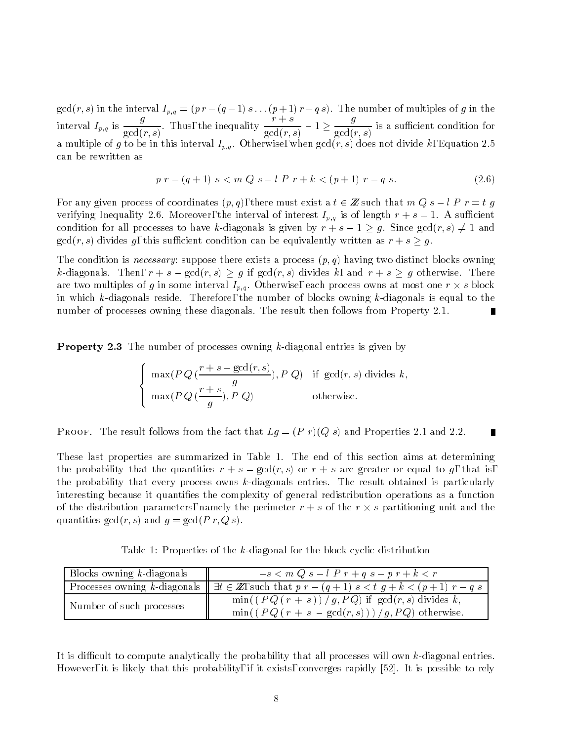$\gcd(r, s)$ in the interval $I_{p,q} = (p\,r - (q-1)\,s \ldots (p+1)\,r - q\,s)$. The number of multiples of $g$ in the interval $I_{p,q}$ is $\frac{g}{\gcd(r,s)}$. Thus, the inequality $\frac{r+s}{\gcd(r,s)} - 1 \geq \frac{g}{\gcd(r,s)}$ is a sufficient condition for a multiple of $g$ to be in this interval $I_{p,q}$. Otherwise, when $\gcd(r, s)$ does not divide $k$, Equation 2.5 can be rewritten as

$$p\,r - (q+1)\,s < m\,Q\,s - l\,P\,r + k < (p+1)\,r - q\,s. \tag{2.6}$$

For any given process of coordinates $(p, q)$, there must exist a $t \in \mathbb{Z}$ such that $m\,Q\,s - l\,P\,r = t\,g$ verifying Inequality 2.6. Moreover, the interval of interest $I_{p,q}$ is of length $r + s - 1$. A sufficient condition for all processes to have $k$-diagonals is given by $r + s - 1 \geq g$. Since $\gcd(r, s) \neq 1$ and $\gcd(r, s)$ divides $g$, this sufficient condition can be equivalently written as $r + s \geq g$.

The condition is *necessary*: suppose there exists a process $(p, q)$ having two distinct blocks owning $k$-diagonals. Then, $r + s - \gcd(r, s) \geq g$ if $\gcd(r, s)$ divides $k$, and $r + s \geq g$ otherwise. There are two multiples of $g$ in some interval $I_{p,q}$. Otherwise, each process owns at most one $r \times s$ block in which $k$-diagonals reside. Therefore, the number of blocks owning $k$-diagonals is equal to the number of processes owning these diagonals. The result then follows from Property 2.1. ∎

**Property 2.3** The number of processes owning $k$-diagonal entries is given by

$$\begin{cases} \max(P\,Q\,(\frac{r+s-\gcd(r,s)}{g}), P\,Q) & \text{if } \gcd(r,s) \text{ divides } k, \\ \max(P\,Q\,(\frac{r+s}{g}), P\,Q) & \text{otherwise.} \end{cases}$$

Proof. The result follows from the fact that $Lg = (P\,r)(Q\,s)$ and Properties 2.1 and 2.2. ∎

These last properties are summarized in Table 1. The end of this section aims at determining the probability that the quantities $r + s - \gcd(r, s)$ or $r + s$ are greater or equal to $g$, that is, the probability that every process owns $k$-diagonals entries. The result obtained is particularly interesting because it quantifies the complexity of general redistribution operations as a function of the distribution parameters, namely the perimeter $r + s$ of the $r \times s$ partitioning unit and the quantities $\gcd(r, s)$ and $g = \gcd(P\,r, Q\,s)$.

Table 1: Properties of the $k$-diagonal for the block cyclic distribution

| | |
|---|---|
| Blocks owning $k$-diagonals | $-s < m\,Q\,s - l\,P\,r + q\,s - p\,r + k < r$ |
| Processes owning $k$-diagonals | $\exists t \in \mathbb{Z}$, such that $p\,r - (q+1)\,s < t\,g + k < (p+1)\,r - q\,s$ |
| Number of such processes | $\min((P\,Q\,(r+s))\,/\,g, PQ)$ if $\gcd(r,s)$ divides $k$, <br> $\min((P\,Q\,(r+s-\gcd(r,s)))\,/\,g, PQ)$ otherwise. |

It is difficult to compute analytically the probability that all processes will own $k$-diagonal entries. However, it is likely that this probability, if it exists, converges rapidly [52]. It is possible to rely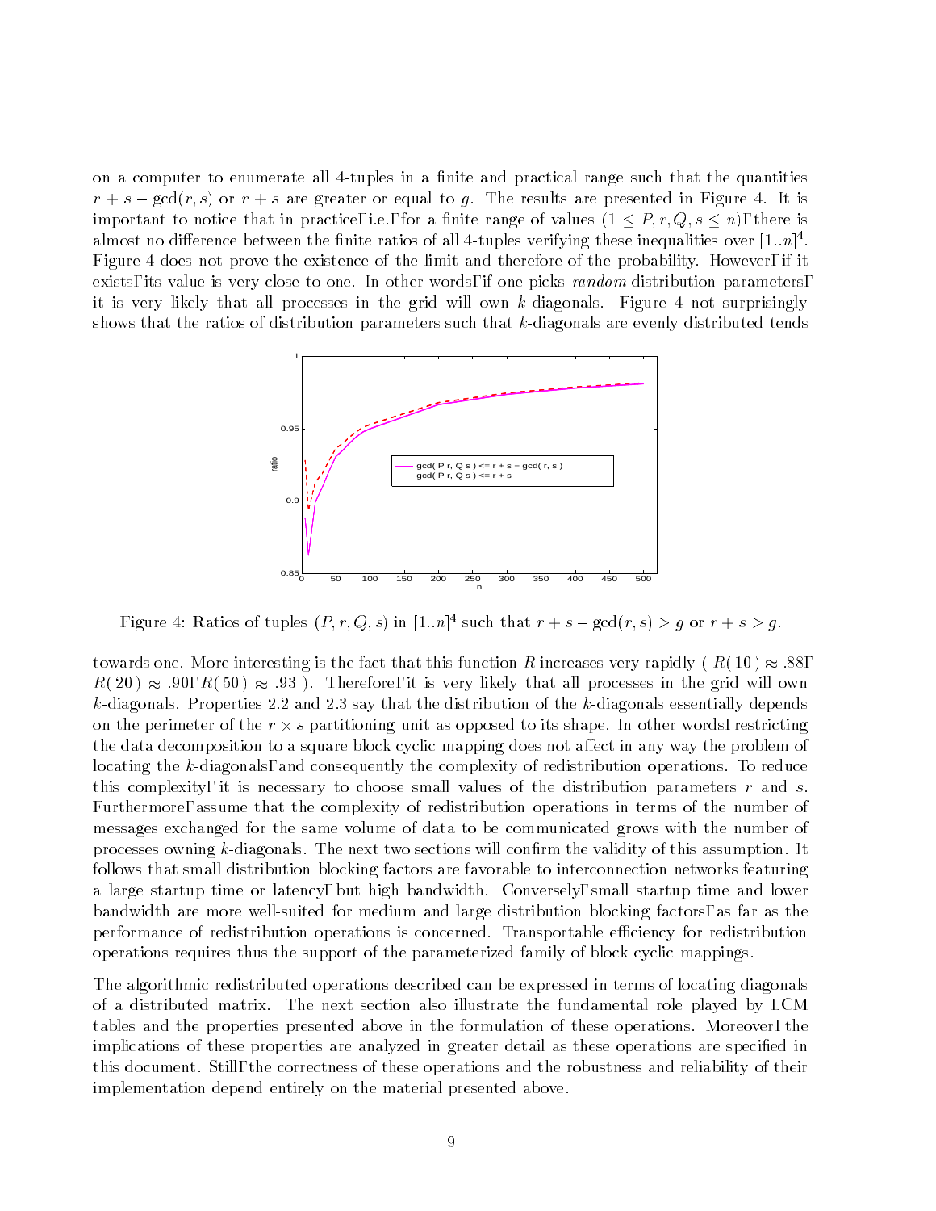on a computer to enumerate all 4-tuples in a finite and practical range such that the quantities $r + s - \gcd(r, s)$ or $r + s$ are greater or equal to $g$. The results are presented in Figure 4. It is important to notice that in practice, i.e., for a finite range of values $(1 \leq P, r, Q, s \leq n)$, there is almost no difference between the finite ratios of all 4-tuples verifying these inequalities over $[1..n]^4$. Figure 4 does not prove the existence of the limit and therefore of the probability. However, if it exists, its value is very close to one. In other words, if one picks *random* distribution parameters, it is very likely that all processes in the grid will own $k$-diagonals. Figure 4 not surprisingly shows that the ratios of distribution parameters such that $k$-diagonals are evenly distributed tends

Figure 4: Ratios of tuples $(P, r, Q, s)$ in $[1..n]^4$ such that $r + s - \gcd(r, s) \geq g$ or $r + s \geq g$.

towards one. More interesting is the fact that this function $R$ increases very rapidly ( $R(10) \approx .88$, $R(20) \approx .90$, $R(50) \approx .93$ ). Therefore, it is very likely that all processes in the grid will own $k$-diagonals. Properties 2.2 and 2.3 say that the distribution of the $k$-diagonals essentially depends on the perimeter of the $r \times s$ partitioning unit as opposed to its shape. In other words, restricting the data decomposition to a square block cyclic mapping does not affect in any way the problem of locating the $k$-diagonals, and consequently the complexity of redistribution operations. To reduce this complexity, it is necessary to choose small values of the distribution parameters $r$ and $s$. Furthermore, assume that the complexity of redistribution operations in terms of the number of messages exchanged for the same volume of data to be communicated grows with the number of processes owning $k$-diagonals. The next two sections will confirm the validity of this assumption. It follows that small distribution blocking factors are favorable to interconnection networks featuring a large startup time or latency, but high bandwidth. Conversely, small startup time and lower bandwidth are more well-suited for medium and large distribution blocking factors, as far as the performance of redistribution operations is concerned. Transportable efficiency for redistribution operations requires thus the support of the parameterized family of block cyclic mappings.

The algorithmic redistributed operations described can be expressed in terms of locating diagonals of a distributed matrix. The next section also illustrate the fundamental role played by LCM tables and the properties presented above in the formulation of these operations. Moreover, the implications of these properties are analyzed in greater detail as these operations are specified in this document. Still, the correctness of these operations and the robustness and reliability of their implementation depend entirely on the material presented above.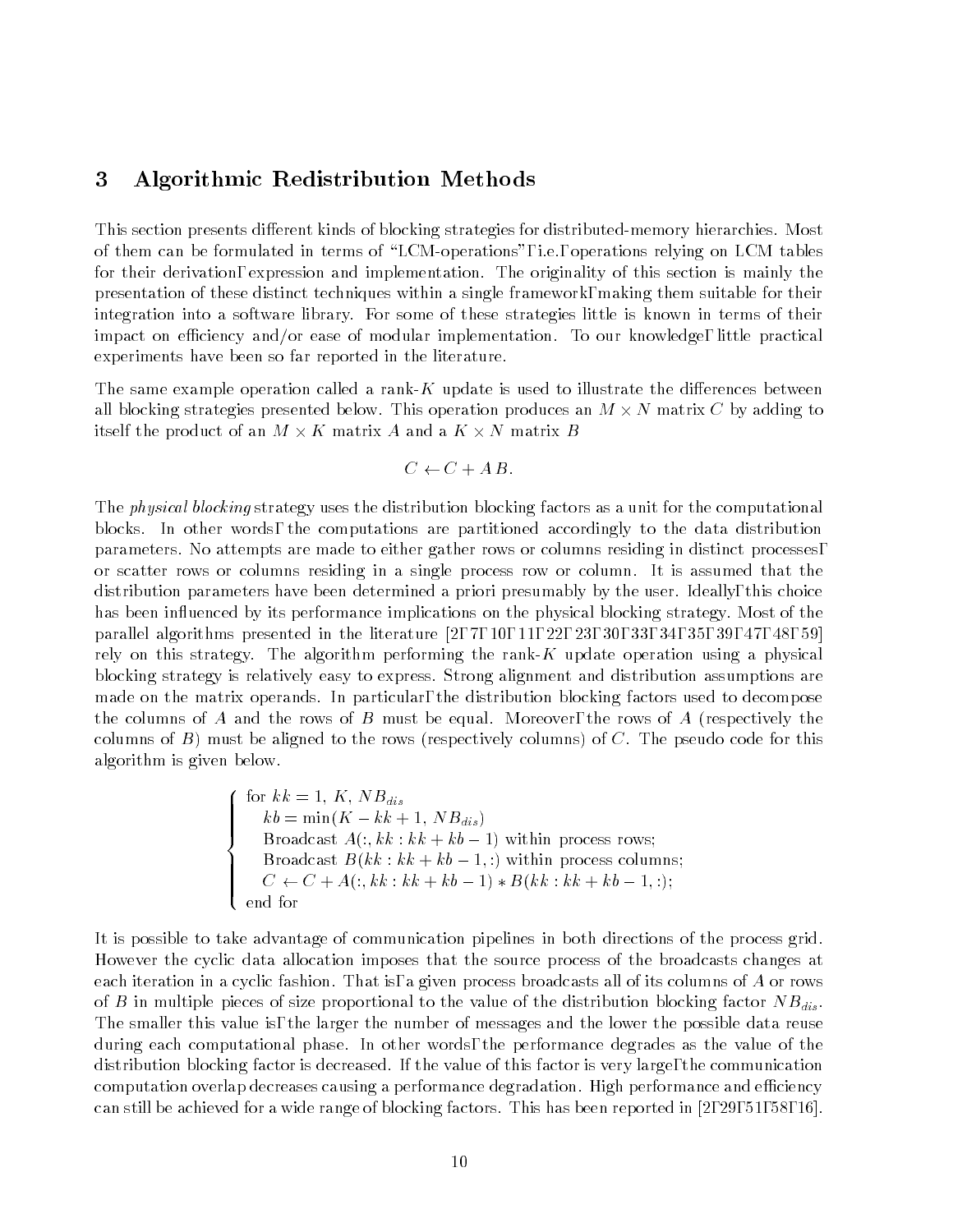# 3 Algorithmic Redistribution Methods

This section presents different kinds of blocking strategies for distributed-memory hierarchies. Most of them can be formulated in terms of "LCM-operations", i.e., operations relying on LCM tables for their derivation, expression and implementation. The originality of this section is mainly the presentation of these distinct techniques within a single framework, making them suitable for their integration into a software library. For some of these strategies little is known in terms of their impact on efficiency and/or ease of modular implementation. To our knowledge, little practical experiments have been so far reported in the literature.

The same example operation called a rank-$K$ update is used to illustrate the differences between all blocking strategies presented below. This operation produces an $M \times N$ matrix $C$ by adding to itself the product of an $M \times K$ matrix $A$ and a $K \times N$ matrix $B$

$$C \leftarrow C + A\,B.$$

The *physical blocking* strategy uses the distribution blocking factors as a unit for the computational blocks. In other words, the computations are partitioned accordingly to the data distribution parameters. No attempts are made to either gather rows or columns residing in distinct processes, or scatter rows or columns residing in a single process row or column. It is assumed that the distribution parameters have been determined a priori presumably by the user. Ideally, this choice has been influenced by its performance implications on the physical blocking strategy. Most of the parallel algorithms presented in the literature [2, 7, 10, 11, 22, 23, 30, 33, 34, 35, 39, 47, 48, 59] rely on this strategy. The algorithm performing the rank-$K$ update operation using a physical blocking strategy is relatively easy to express. Strong alignment and distribution assumptions are made on the matrix operands. In particular, the distribution blocking factors used to decompose the columns of $A$ and the rows of $B$ must be equal. Moreover, the rows of $A$ (respectively the columns of $B$) must be aligned to the rows (respectively columns) of $C$. The pseudo code for this algorithm is given below.

$$
\left\{
\begin{array}{l}
\text{for } kk = 1,\ K,\ NB_{dis} \\
\quad kb = \min(K - kk + 1,\ NB_{dis}) \\
\quad \text{Broadcast } A(:, kk : kk + kb - 1) \text{ within process rows;} \\
\quad \text{Broadcast } B(kk : kk + kb - 1, :) \text{ within process columns;} \\
\quad C \leftarrow C + A(:, kk : kk + kb - 1) * B(kk : kk + kb - 1, :); \\
\text{end for}
\end{array}
\right.
$$

It is possible to take advantage of communication pipelines in both directions of the process grid. However the cyclic data allocation imposes that the source process of the broadcasts changes at each iteration in a cyclic fashion. That is, a given process broadcasts all of its columns of $A$ or rows of $B$ in multiple pieces of size proportional to the value of the distribution blocking factor $NB_{dis}$. The smaller this value is, the larger the number of messages and the lower the possible data reuse during each computational phase. In other words, the performance degrades as the value of the distribution blocking factor is decreased. If the value of this factor is very large, the communication computation overlap decreases causing a performance degradation. High performance and efficiency can still be achieved for a wide range of blocking factors. This has been reported in [2, 29, 51, 58, 16].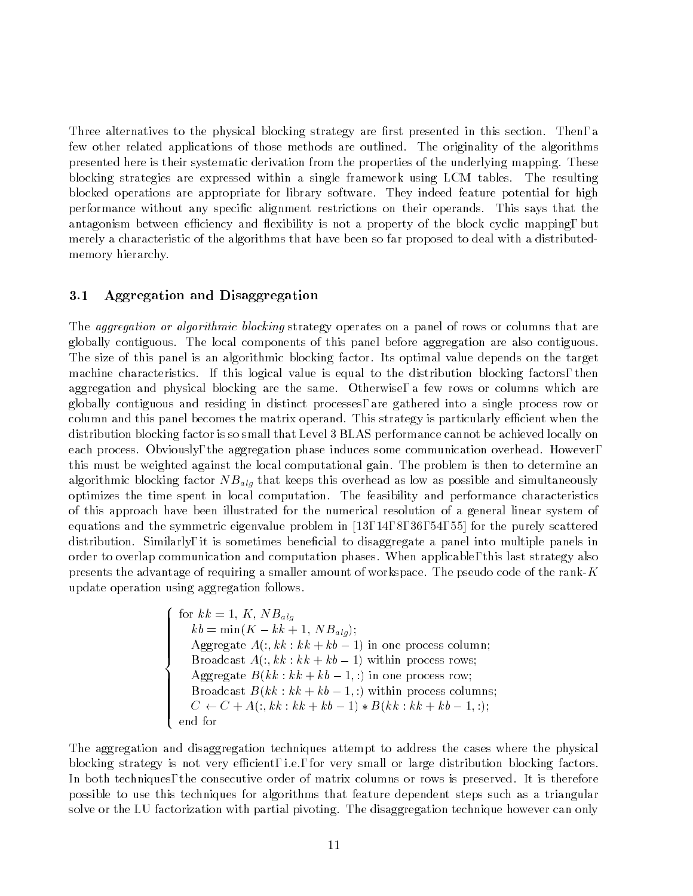Three alternatives to the physical blocking strategy are first presented in this section. Then, a few other related applications of those methods are outlined. The originality of the algorithms presented here is their systematic derivation from the properties of the underlying mapping. These blocking strategies are expressed within a single framework using LCM tables. The resulting blocked operations are appropriate for library software. They indeed feature potential for high performance without any specific alignment restrictions on their operands. This says that the antagonism between efficiency and flexibility is not a property of the block cyclic mapping, but merely a characteristic of the algorithms that have been so far proposed to deal with a distributed-memory hierarchy.

### 3.1 Aggregation and Disaggregation

The *aggregation or algorithmic blocking* strategy operates on a panel of rows or columns that are globally contiguous. The local components of this panel before aggregation are also contiguous. The size of this panel is an algorithmic blocking factor. Its optimal value depends on the target machine characteristics. If this logical value is equal to the distribution blocking factors, then aggregation and physical blocking are the same. Otherwise, a few rows or columns which are globally contiguous and residing in distinct processes, are gathered into a single process row or column and this panel becomes the matrix operand. This strategy is particularly efficient when the distribution blocking factor is so small that Level 3 BLAS performance cannot be achieved locally on each process. Obviously, the aggregation phase induces some communication overhead. However, this must be weighted against the local computational gain. The problem is then to determine an algorithmic blocking factor $NB_{alg}$ that keeps this overhead as low as possible and simultaneously optimizes the time spent in local computation. The feasibility and performance characteristics of this approach have been illustrated for the numerical resolution of a general linear system of equations and the symmetric eigenvalue problem in [13, 14, 8, 36, 54, 55] for the purely scattered distribution. Similarly, it is sometimes beneficial to disaggregate a panel into multiple panels in order to overlap communication and computation phases. When applicable, this last strategy also presents the advantage of requiring a smaller amount of workspace. The pseudo code of the rank-$K$ update operation using aggregation follows.

```
for kk = 1, K, NB_alg
   kb = min(K - kk + 1, NB_alg);
   Aggregate A(:, kk : kk + kb - 1) in one process column;
   Broadcast A(:, kk : kk + kb - 1) within process rows;
   Aggregate B(kk : kk + kb - 1, :) in one process row;
   Broadcast B(kk : kk + kb - 1, :) within process columns;
   C <- C + A(:, kk : kk + kb - 1) * B(kk : kk + kb - 1, :);
end for
```

The aggregation and disaggregation techniques attempt to address the cases where the physical blocking strategy is not very efficient, i.e., for very small or large distribution blocking factors. In both techniques, the consecutive order of matrix columns or rows is preserved. It is therefore possible to use this techniques for algorithms that feature dependent steps such as a triangular solve or the LU factorization with partial pivoting. The disaggregation technique however can only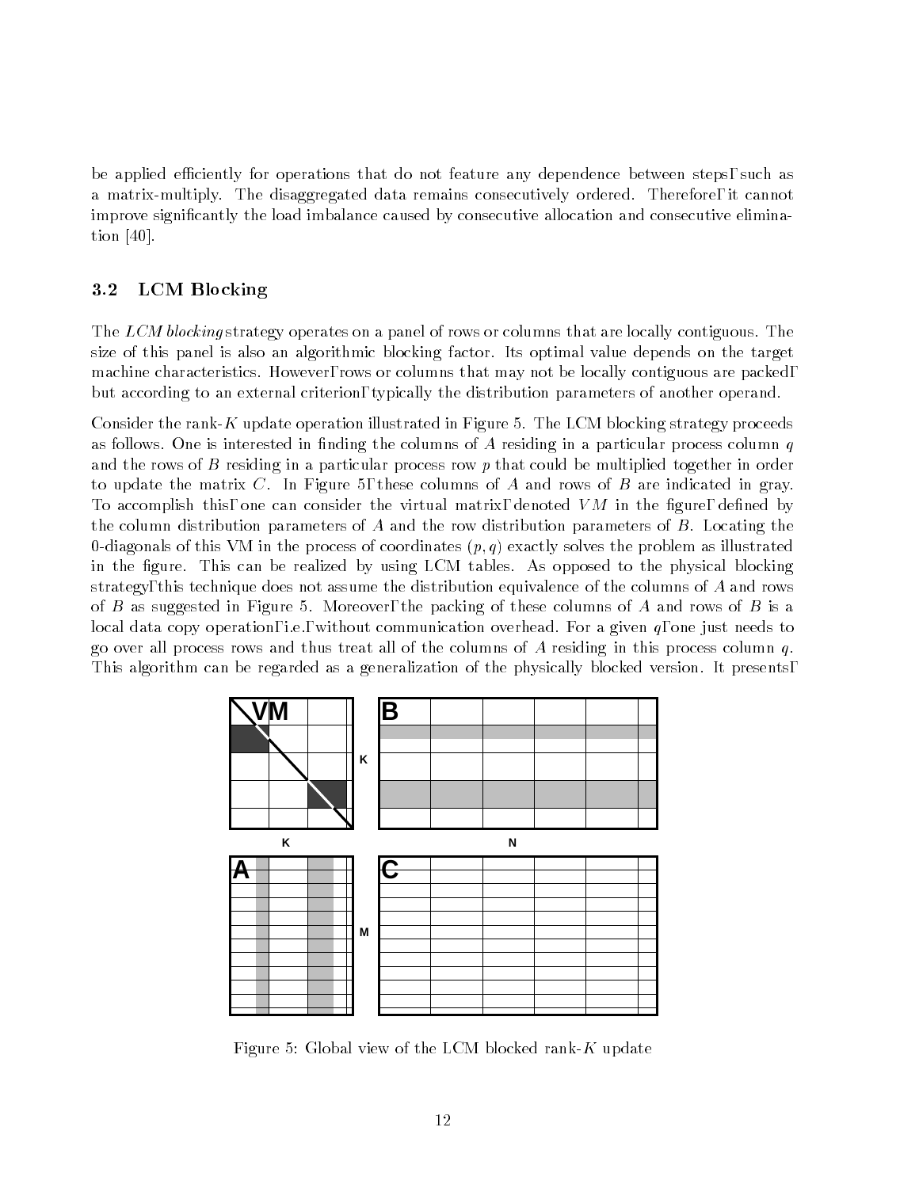be applied efficiently for operations that do not feature any dependence between steps, such as a matrix-multiply. The disaggregated data remains consecutively ordered. Therefore, it cannot improve significantly the load imbalance caused by consecutive allocation and consecutive elimination [40].

### 3.2 LCM Blocking

The *LCM blocking* strategy operates on a panel of rows or columns that are locally contiguous. The size of this panel is also an algorithmic blocking factor. Its optimal value depends on the target machine characteristics. However, rows or columns that may not be locally contiguous are packed, but according to an external criterion, typically the distribution parameters of another operand.

Consider the rank-$K$ update operation illustrated in Figure 5. The LCM blocking strategy proceeds as follows. One is interested in finding the columns of $A$ residing in a particular process column $q$ and the rows of $B$ residing in a particular process row $p$ that could be multiplied together in order to update the matrix $C$. In Figure 5, these columns of $A$ and rows of $B$ are indicated in gray. To accomplish this, one can consider the virtual matrix, denoted $VM$ in the figure, defined by the column distribution parameters of $A$ and the row distribution parameters of $B$. Locating the 0-diagonals of this VM in the process of coordinates $(p, q)$ exactly solves the problem as illustrated in the figure. This can be realized by using LCM tables. As opposed to the physical blocking strategy, this technique does not assume the distribution equivalence of the columns of $A$ and rows of $B$ as suggested in Figure 5. Moreover, the packing of these columns of $A$ and rows of $B$ is a local data copy operation, i.e., without communication overhead. For a given $q$, one just needs to go over all process rows and thus treat all of the columns of $A$ residing in this process column $q$. This algorithm can be regarded as a generalization of the physically blocked version. It presents,

Figure 5: Global view of the LCM blocked rank-$K$ update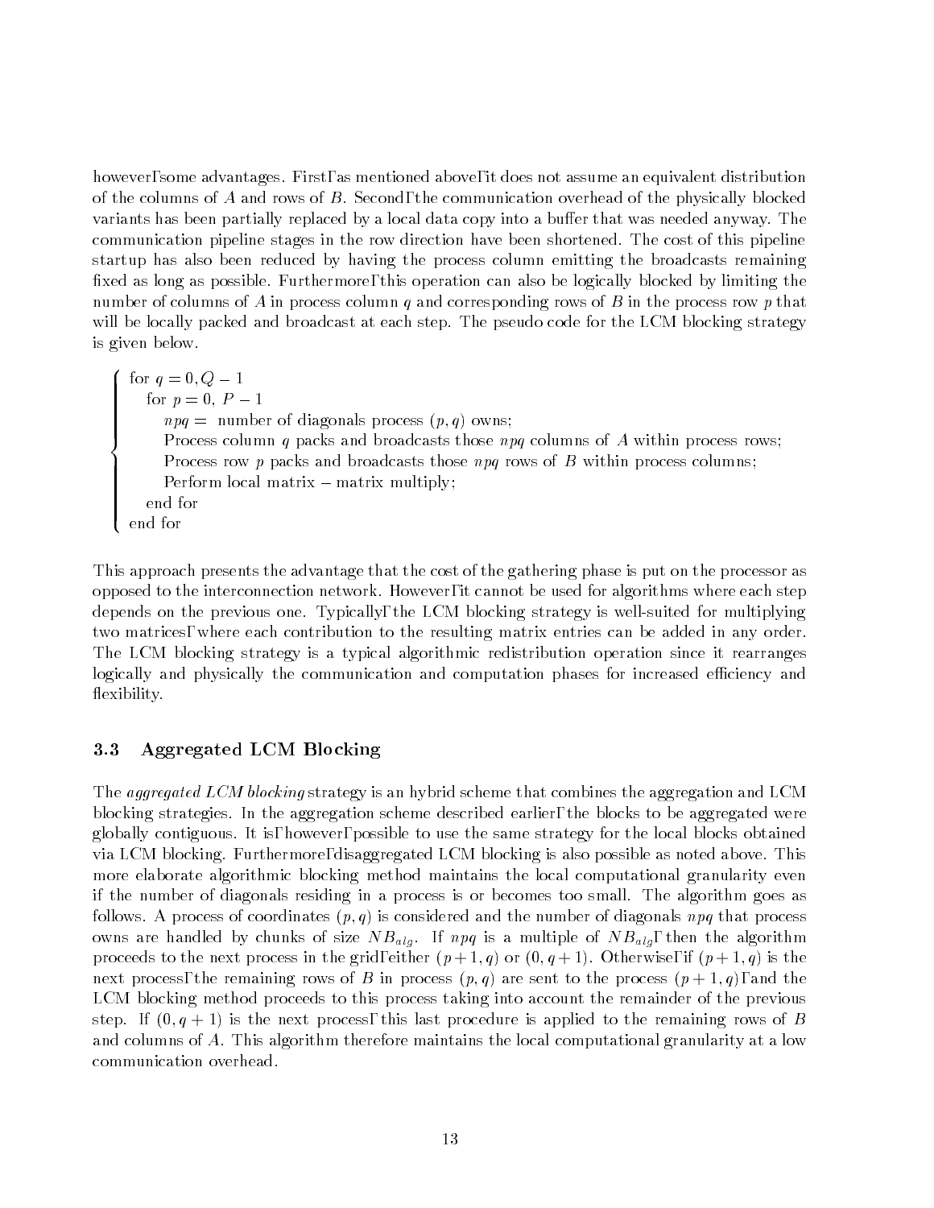however, some advantages. First, as mentioned above, it does not assume an equivalent distribution of the columns of $A$ and rows of $B$. Second, the communication overhead of the physically blocked variants has been partially replaced by a local data copy into a buffer that was needed anyway. The communication pipeline stages in the row direction have been shortened. The cost of this pipeline startup has also been reduced by having the process column emitting the broadcasts remaining fixed as long as possible. Furthermore, this operation can also be logically blocked by limiting the number of columns of $A$ in process column $q$ and corresponding rows of $B$ in the process row $p$ that will be locally packed and broadcast at each step. The pseudo code for the LCM blocking strategy is given below.

```
for q = 0, Q − 1
   for p = 0, P − 1
      npq = number of diagonals process (p, q) owns;
      Process column q packs and broadcasts those npq columns of A within process rows;
      Process row p packs and broadcasts those npq rows of B within process columns;
      Perform local matrix − matrix multiply;
   end for
end for
```

This approach presents the advantage that the cost of the gathering phase is put on the processor as opposed to the interconnection network. However, it cannot be used for algorithms where each step depends on the previous one. Typically, the LCM blocking strategy is well-suited for multiplying two matrices, where each contribution to the resulting matrix entries can be added in any order. The LCM blocking strategy is a typical algorithmic redistribution operation since it rearranges logically and physically the communication and computation phases for increased efficiency and flexibility.

### 3.3 Aggregated LCM Blocking

The *aggregated LCM blocking* strategy is an hybrid scheme that combines the aggregation and LCM blocking strategies. In the aggregation scheme described earlier, the blocks to be aggregated were globally contiguous. It is, however, possible to use the same strategy for the local blocks obtained via LCM blocking. Furthermore, disaggregated LCM blocking is also possible as noted above. This more elaborate algorithmic blocking method maintains the local computational granularity even if the number of diagonals residing in a process is or becomes too small. The algorithm goes as follows. A process of coordinates $(p, q)$ is considered and the number of diagonals $npq$ that process owns are handled by chunks of size $NB_{alg}$. If $npq$ is a multiple of $NB_{alg}$, then the algorithm proceeds to the next process in the grid, either $(p+1, q)$ or $(0, q+1)$. Otherwise, if $(p+1, q)$ is the next process, the remaining rows of $B$ in process $(p, q)$ are sent to the process $(p+1, q)$, and the LCM blocking method proceeds to this process taking into account the remainder of the previous step. If $(0, q+1)$ is the next process, this last procedure is applied to the remaining rows of $B$ and columns of $A$. This algorithm therefore maintains the local computational granularity at a low communication overhead.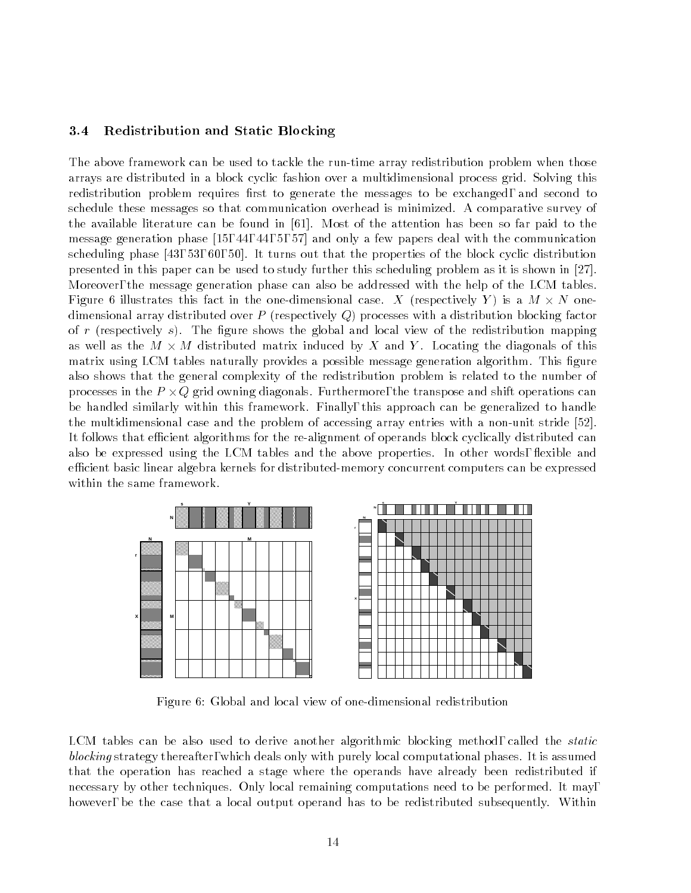### 3.4 Redistribution and Static Blocking

The above framework can be used to tackle the run-time array redistribution problem when those arrays are distributed in a block cyclic fashion over a multidimensional process grid. Solving this redistribution problem requires first to generate the messages to be exchanged, and second to schedule these messages so that communication overhead is minimized. A comparative survey of the available literature can be found in [61]. Most of the attention has been so far paid to the message generation phase [15, 44, 44, 5, 57] and only a few papers deal with the communication scheduling phase [43, 53, 60, 50]. It turns out that the properties of the block cyclic distribution presented in this paper can be used to study further this scheduling problem as it is shown in [27]. Moreover, the message generation phase can also be addressed with the help of the LCM tables. Figure 6 illustrates this fact in the one-dimensional case. $X$ (respectively $Y$) is a $M \times N$ one-dimensional array distributed over $P$ (respectively $Q$) processes with a distribution blocking factor of $r$ (respectively $s$). The figure shows the global and local view of the redistribution mapping as well as the $M \times M$ distributed matrix induced by $X$ and $Y$. Locating the diagonals of this matrix using LCM tables naturally provides a possible message generation algorithm. This figure also shows that the general complexity of the redistribution problem is related to the number of processes in the $P \times Q$ grid owning diagonals. Furthermore, the transpose and shift operations can be handled similarly within this framework. Finally, this approach can be generalized to handle the multidimensional case and the problem of accessing array entries with a non-unit stride [52]. It follows that efficient algorithms for the re-alignment of operands block cyclically distributed can also be expressed using the LCM tables and the above properties. In other words, flexible and efficient basic linear algebra kernels for distributed-memory concurrent computers can be expressed within the same framework.

Figure 6: Global and local view of one-dimensional redistribution

LCM tables can be also used to derive another algorithmic blocking method, called the *static blocking* strategy thereafter, which deals only with purely local computational phases. It is assumed that the operation has reached a stage where the operands have already been redistributed if necessary by other techniques. Only local remaining computations need to be performed. It may, however, be the case that a local output operand has to be redistributed subsequently. Within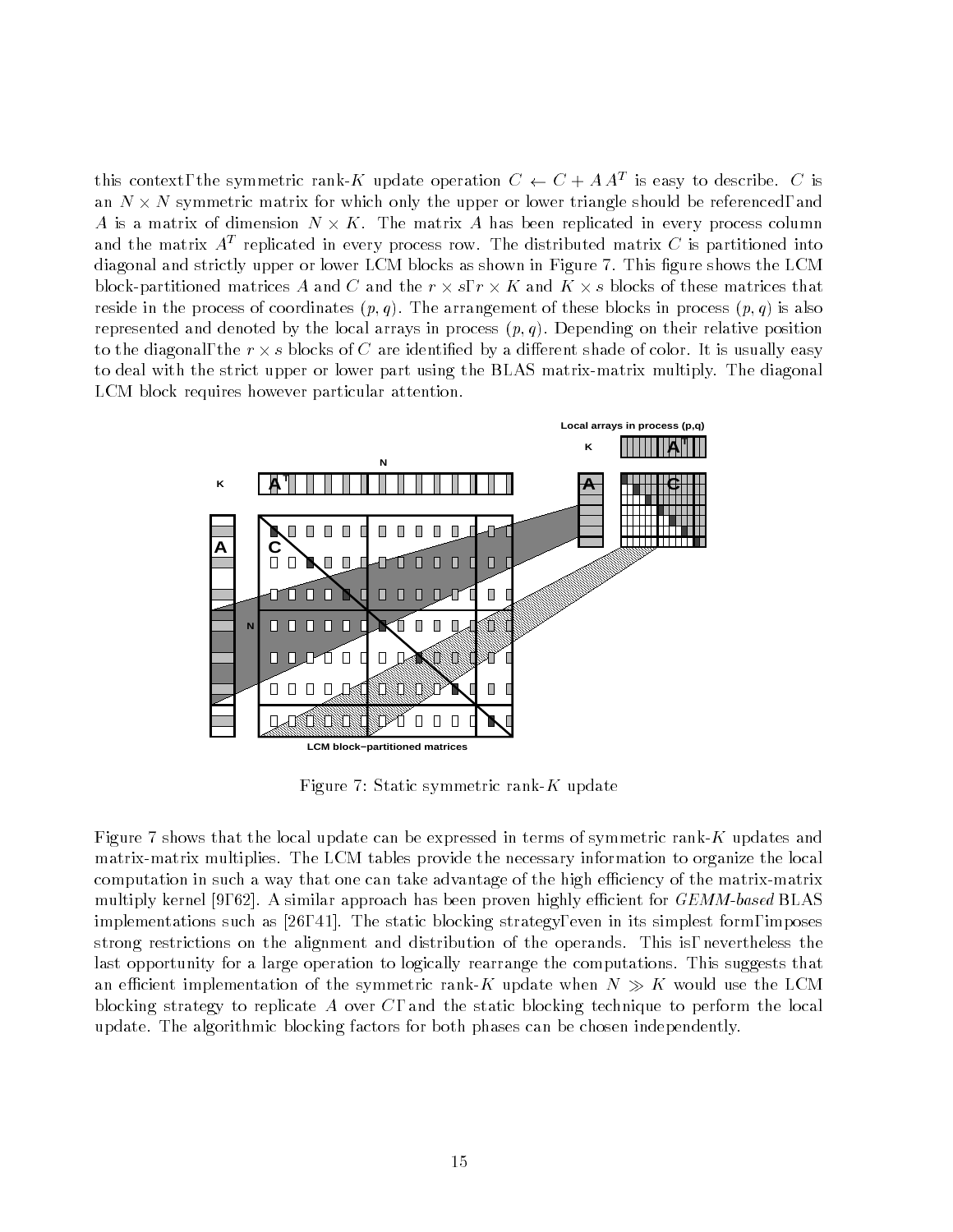this context, the symmetric rank-$K$ update operation $C \leftarrow C + A\,A^T$ is easy to describe. $C$ is an $N \times N$ symmetric matrix for which only the upper or lower triangle should be referenced, and $A$ is a matrix of dimension $N \times K$. The matrix $A$ has been replicated in every process column and the matrix $A^T$ replicated in every process row. The distributed matrix $C$ is partitioned into diagonal and strictly upper or lower LCM blocks as shown in Figure 7. This figure shows the LCM block-partitioned matrices $A$ and $C$ and the $r \times s$, $r \times K$ and $K \times s$ blocks of these matrices that reside in the process of coordinates $(p, q)$. The arrangement of these blocks in process $(p, q)$ is also represented and denoted by the local arrays in process $(p, q)$. Depending on their relative position to the diagonal, the $r \times s$ blocks of $C$ are identified by a different shade of color. It is usually easy to deal with the strict upper or lower part using the BLAS matrix-matrix multiply. The diagonal LCM block requires however particular attention.

Figure 7: Static symmetric rank-$K$ update

Figure 7 shows that the local update can be expressed in terms of symmetric rank-$K$ updates and matrix-matrix multiplies. The LCM tables provide the necessary information to organize the local computation in such a way that one can take advantage of the high efficiency of the matrix-matrix multiply kernel [9, 62]. A similar approach has been proven highly efficient for *GEMM-based* BLAS implementations such as [26, 41]. The static blocking strategy, even in its simplest form, imposes strong restrictions on the alignment and distribution of the operands. This is, nevertheless the last opportunity for a large operation to logically rearrange the computations. This suggests that an efficient implementation of the symmetric rank-$K$ update when $N \gg K$ would use the LCM blocking strategy to replicate $A$ over $C$, and the static blocking technique to perform the local update. The algorithmic blocking factors for both phases can be chosen independently.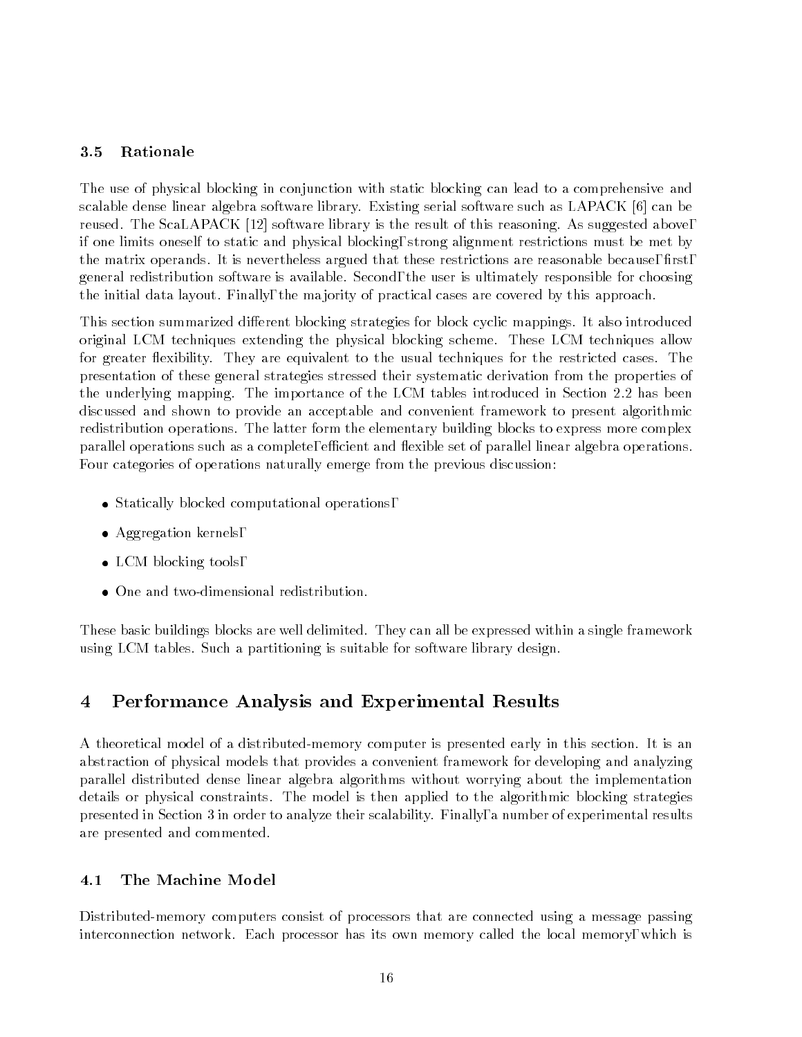### 3.5 Rationale

The use of physical blocking in conjunction with static blocking can lead to a comprehensive and scalable dense linear algebra software library. Existing serial software such as LAPACK [6] can be reused. The ScaLAPACK [12] software library is the result of this reasoning. As suggested above, if one limits oneself to static and physical blocking, strong alignment restrictions must be met by the matrix operands. It is nevertheless argued that these restrictions are reasonable because, first, general redistribution software is available. Second, the user is ultimately responsible for choosing the initial data layout. Finally, the majority of practical cases are covered by this approach.

This section summarized different blocking strategies for block cyclic mappings. It also introduced original LCM techniques extending the physical blocking scheme. These LCM techniques allow for greater flexibility. They are equivalent to the usual techniques for the restricted cases. The presentation of these general strategies stressed their systematic derivation from the properties of the underlying mapping. The importance of the LCM tables introduced in Section 2.2 has been discussed and shown to provide an acceptable and convenient framework to present algorithmic redistribution operations. The latter form the elementary building blocks to express more complex parallel operations such as a complete, efficient and flexible set of parallel linear algebra operations. Four categories of operations naturally emerge from the previous discussion:

- Statically blocked computational operations,
- Aggregation kernels,
- LCM blocking tools,
- One and two-dimensional redistribution.

These basic buildings blocks are well delimited. They can all be expressed within a single framework using LCM tables. Such a partitioning is suitable for software library design.

## 4 Performance Analysis and Experimental Results

A theoretical model of a distributed-memory computer is presented early in this section. It is an abstraction of physical models that provides a convenient framework for developing and analyzing parallel distributed dense linear algebra algorithms without worrying about the implementation details or physical constraints. The model is then applied to the algorithmic blocking strategies presented in Section 3 in order to analyze their scalability. Finally, a number of experimental results are presented and commented.

### 4.1 The Machine Model

Distributed-memory computers consist of processors that are connected using a message passing interconnection network. Each processor has its own memory called the local memory, which is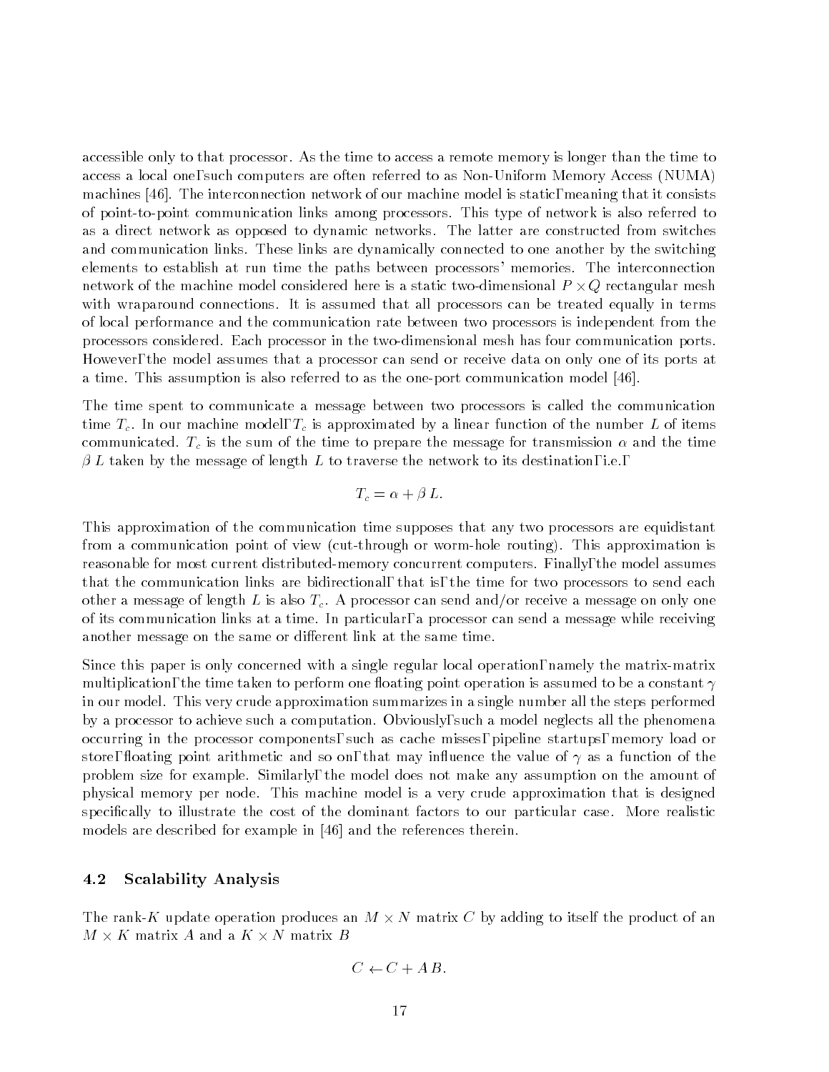accessible only to that processor. As the time to access a remote memory is longer than the time to access a local one, such computers are often referred to as Non-Uniform Memory Access (NUMA) machines [46]. The interconnection network of our machine model is static, meaning that it consists of point-to-point communication links among processors. This type of network is also referred to as a direct network as opposed to dynamic networks. The latter are constructed from switches and communication links. These links are dynamically connected to one another by the switching elements to establish at run time the paths between processors' memories. The interconnection network of the machine model considered here is a static two-dimensional $P \times Q$ rectangular mesh with wraparound connections. It is assumed that all processors can be treated equally in terms of local performance and the communication rate between two processors is independent from the processors considered. Each processor in the two-dimensional mesh has four communication ports. However, the model assumes that a processor can send or receive data on only one of its ports at a time. This assumption is also referred to as the one-port communication model [46].

The time spent to communicate a message between two processors is called the communication time $T_c$. In our machine model, $T_c$ is approximated by a linear function of the number $L$ of items communicated. $T_c$ is the sum of the time to prepare the message for transmission $\alpha$ and the time $\beta\, L$ taken by the message of length $L$ to traverse the network to its destination, i.e.,

$$T_c = \alpha + \beta\, L.$$

This approximation of the communication time supposes that any two processors are equidistant from a communication point of view (cut-through or worm-hole routing). This approximation is reasonable for most current distributed-memory concurrent computers. Finally, the model assumes that the communication links are bidirectional, that is, the time for two processors to send each other a message of length $L$ is also $T_c$. A processor can send and/or receive a message on only one of its communication links at a time. In particular, a processor can send a message while receiving another message on the same or different link at the same time.

Since this paper is only concerned with a single regular local operation, namely the matrix-matrix multiplication, the time taken to perform one floating point operation is assumed to be a constant $\gamma$ in our model. This very crude approximation summarizes in a single number all the steps performed by a processor to achieve such a computation. Obviously, such a model neglects all the phenomena occurring in the processor components, such as cache misses, pipeline startups, memory load or store, floating point arithmetic and so on, that may influence the value of $\gamma$ as a function of the problem size for example. Similarly, the model does not make any assumption on the amount of physical memory per node. This machine model is a very crude approximation that is designed specifically to illustrate the cost of the dominant factors to our particular case. More realistic models are described for example in [46] and the references therein.

### 4.2 Scalability Analysis

The rank-$K$ update operation produces an $M \times N$ matrix $C$ by adding to itself the product of an $M \times K$ matrix $A$ and a $K \times N$ matrix $B$

$$C \leftarrow C + A\, B.$$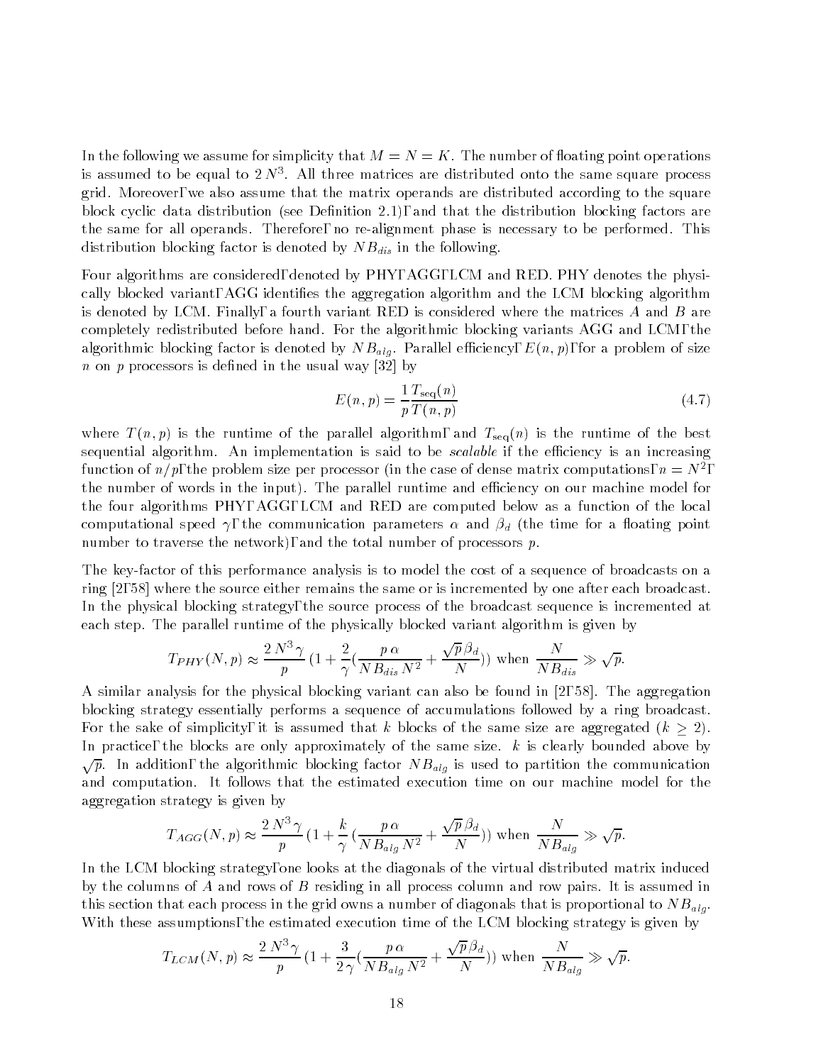In the following we assume for simplicity that $M = N = K$. The number of floating point operations is assumed to be equal to $2\,N^3$. All three matrices are distributed onto the same square process grid. Moreover, we also assume that the matrix operands are distributed according to the square block cyclic data distribution (see Definition 2.1), and that the distribution blocking factors are the same for all operands. Therefore, no re-alignment phase is necessary to be performed. This distribution blocking factor is denoted by $NB_{dis}$ in the following.

Four algorithms are considered, denoted by PHY, AGG, LCM and RED. PHY denotes the physically blocked variant, AGG identifies the aggregation algorithm and the LCM blocking algorithm is denoted by LCM. Finally, a fourth variant RED is considered where the matrices $A$ and $B$ are completely redistributed before hand. For the algorithmic blocking variants AGG and LCM, the algorithmic blocking factor is denoted by $NB_{alg}$. Parallel efficiency, $E(n,p)$, for a problem of size $n$ on $p$ processors is defined in the usual way [32] by

$$E(n,p) = \frac{1}{p}\frac{T_{\text{seq}}(n)}{T(n,p)} \tag{4.7}$$

where $T(n,p)$ is the runtime of the parallel algorithm, and $T_{\text{seq}}(n)$ is the runtime of the best sequential algorithm. An implementation is said to be *scalable* if the efficiency is an increasing function of $n/p$, the problem size per processor (in the case of dense matrix computations, $n = N^2$, the number of words in the input). The parallel runtime and efficiency on our machine model for the four algorithms PHY, AGG, LCM and RED are computed below as a function of the local computational speed $\gamma$, the communication parameters $\alpha$ and $\beta_d$ (the time for a floating point number to traverse the network), and the total number of processors $p$.

The key-factor of this performance analysis is to model the cost of a sequence of broadcasts on a ring [2, 58] where the source either remains the same or is incremented by one after each broadcast. In the physical blocking strategy, the source process of the broadcast sequence is incremented at each step. The parallel runtime of the physically blocked variant algorithm is given by

$$T_{PHY}(N,p) \approx \frac{2\,N^3\,\gamma}{p}\,\left(1 + \frac{2}{\gamma}\left(\frac{p\,\alpha}{NB_{dis}\,N^2} + \frac{\sqrt{p}\,\beta_d}{N}\right)\right) \text{ when } \frac{N}{NB_{dis}} \gg \sqrt{p}.$$

A similar analysis for the physical blocking variant can also be found in [2, 58]. The aggregation blocking strategy essentially performs a sequence of accumulations followed by a ring broadcast. For the sake of simplicity, it is assumed that $k$ blocks of the same size are aggregated ($k \geq 2$). In practice, the blocks are only approximately of the same size. $k$ is clearly bounded above by $\sqrt{p}$. In addition, the algorithmic blocking factor $NB_{alg}$ is used to partition the communication and computation. It follows that the estimated execution time on our machine model for the aggregation strategy is given by

$$T_{AGG}(N,p) \approx \frac{2\,N^3\,\gamma}{p}\,\left(1 + \frac{k}{\gamma}\left(\frac{p\,\alpha}{NB_{alg}\,N^2} + \frac{\sqrt{p}\,\beta_d}{N}\right)\right) \text{ when } \frac{N}{NB_{alg}} \gg \sqrt{p}.$$

In the LCM blocking strategy, one looks at the diagonals of the virtual distributed matrix induced by the columns of $A$ and rows of $B$ residing in all process column and row pairs. It is assumed in this section that each process in the grid owns a number of diagonals that is proportional to $NB_{alg}$. With these assumptions, the estimated execution time of the LCM blocking strategy is given by

$$T_{LCM}(N,p) \approx \frac{2\,N^3\,\gamma}{p}\,\left(1 + \frac{3}{2\,\gamma}\left(\frac{p\,\alpha}{NB_{alg}\,N^2} + \frac{\sqrt{p}\,\beta_d}{N}\right)\right) \text{ when } \frac{N}{NB_{alg}} \gg \sqrt{p}.$$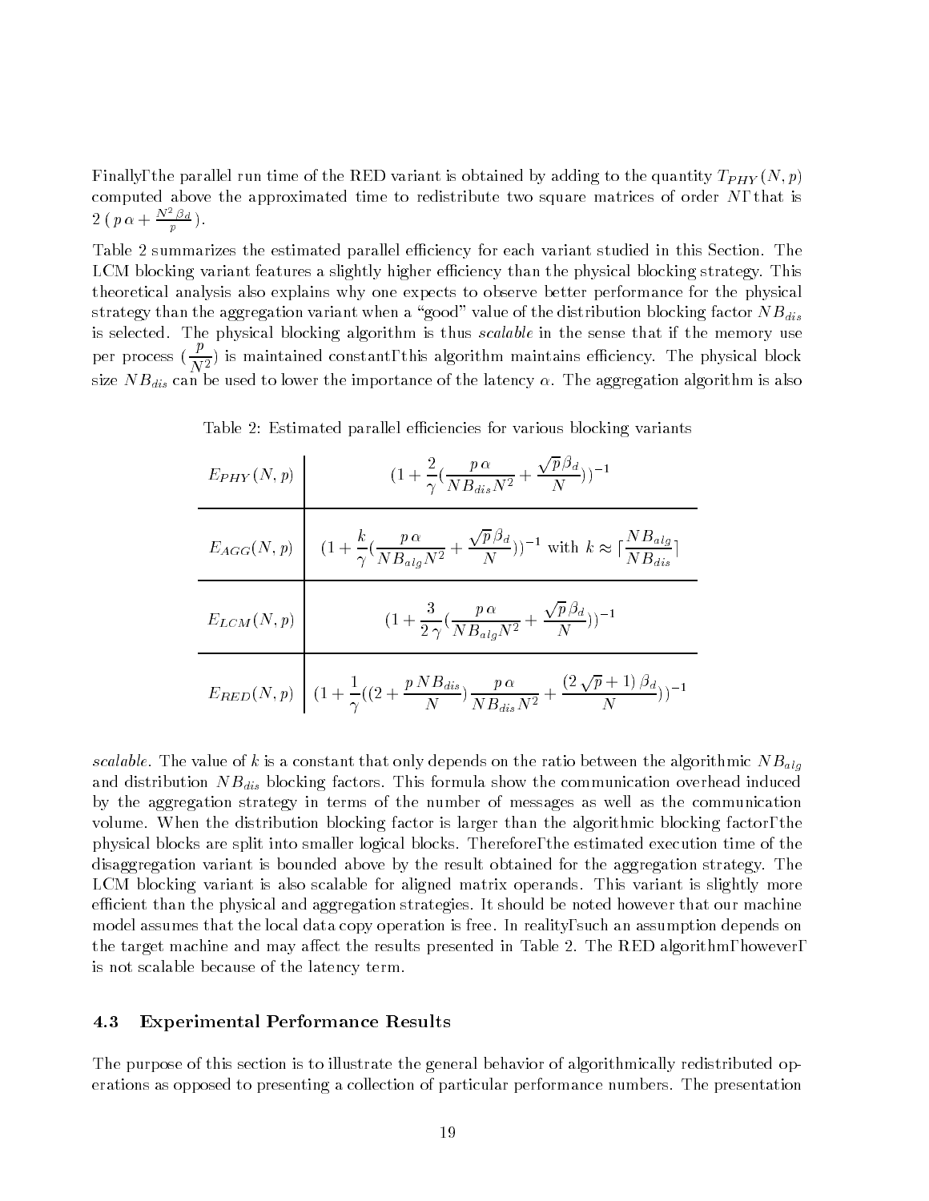Finally, the parallel run time of the RED variant is obtained by adding to the quantity $T_{PHY}(N, p)$ computed above the approximated time to redistribute two square matrices of order $N$, that is $2\,(\,p\,\alpha + \frac{N^2 \beta_d}{p})$.

Table 2 summarizes the estimated parallel efficiency for each variant studied in this Section. The LCM blocking variant features a slightly higher efficiency than the physical blocking strategy. This theoretical analysis also explains why one expects to observe better performance for the physical strategy than the aggregation variant when a "good" value of the distribution blocking factor $NB_{dis}$ is selected. The physical blocking algorithm is thus *scalable* in the sense that if the memory use per process ($\frac{p}{N^2}$) is maintained constant, this algorithm maintains efficiency. The physical block size $NB_{dis}$ can be used to lower the importance of the latency $\alpha$. The aggregation algorithm is also *scalable*. The value of $k$ is a constant that only depends on the ratio between the algorithmic $NB_{alg}$ and distribution $NB_{dis}$ blocking factors. This formula show the communication overhead induced by the aggregation strategy in terms of the number of messages as well as the communication volume. When the distribution blocking factor is larger than the algorithmic blocking factor, the physical blocks are split into smaller logical blocks. Therefore, the estimated execution time of the disaggregation variant is bounded above by the result obtained for the aggregation strategy. The LCM blocking variant is also scalable for aligned matrix operands. This variant is slightly more efficient than the physical and aggregation strategies. It should be noted however that our machine model assumes that the local data copy operation is free. In reality, such an assumption depends on the target machine and may affect the results presented in Table 2. The RED algorithm, however, is not scalable because of the latency term.

Table 2: Estimated parallel efficiencies for various blocking variants

| | |
|---|---|
| $E_{PHY}(N,p)$ | $(1 + \frac{2}{\gamma}(\frac{p\,\alpha}{NB_{dis}N^2} + \frac{\sqrt{p}\,\beta_d}{N}))^{-1}$ |
| $E_{AGG}(N,p)$ | $(1 + \frac{k}{\gamma}(\frac{p\,\alpha}{NB_{alg}N^2} + \frac{\sqrt{p}\,\beta_d}{N}))^{-1}$ with $k \approx \lceil \frac{NB_{alg}}{NB_{dis}} \rceil$ |
| $E_{LCM}(N,p)$ | $(1 + \frac{3}{2\,\gamma}(\frac{p\,\alpha}{NB_{alg}N^2} + \frac{\sqrt{p}\,\beta_d}{N}))^{-1}$ |
| $E_{RED}(N,p)$ | $(1 + \frac{1}{\gamma}((2 + \frac{p\,NB_{dis}}{N})\frac{p\,\alpha}{NB_{dis}N^2} + \frac{(2\,\sqrt{p}+1)\,\beta_d}{N}))^{-1}$ |

### 4.3 Experimental Performance Results

The purpose of this section is to illustrate the general behavior of algorithmically redistributed operations as opposed to presenting a collection of particular performance numbers. The presentation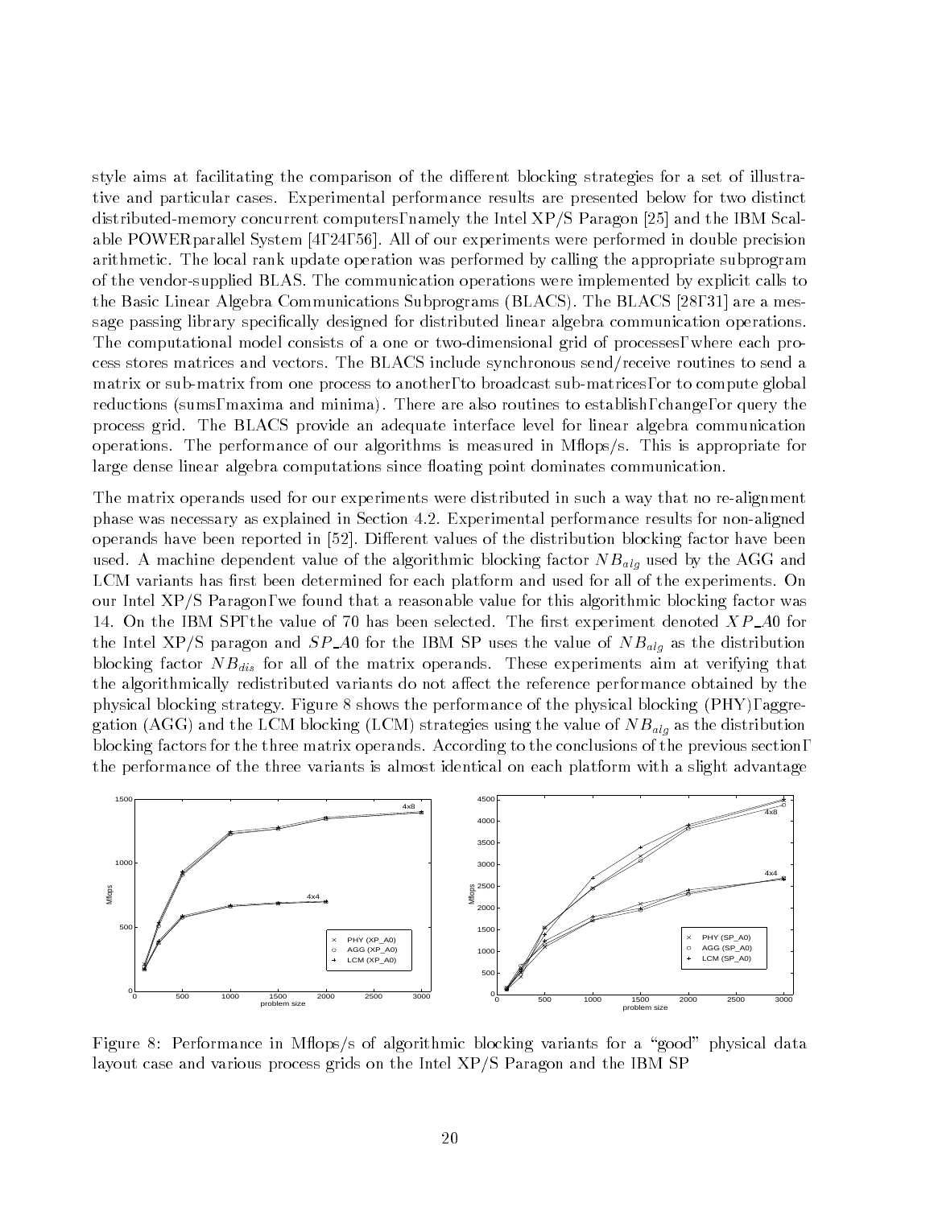style aims at facilitating the comparison of the different blocking strategies for a set of illustrative and particular cases. Experimental performance results are presented below for two distinct distributed-memory concurrent computers, namely the Intel XP/S Paragon [25] and the IBM Scalable POWERparallel System [4, 24, 56]. All of our experiments were performed in double precision arithmetic. The local rank update operation was performed by calling the appropriate subprogram of the vendor-supplied BLAS. The communication operations were implemented by explicit calls to the Basic Linear Algebra Communications Subprograms (BLACS). The BLACS [28, 31] are a message passing library specifically designed for distributed linear algebra communication operations. The computational model consists of a one or two-dimensional grid of processes, where each process stores matrices and vectors. The BLACS include synchronous send/receive routines to send a matrix or sub-matrix from one process to another, to broadcast sub-matrices, or to compute global reductions (sums, maxima and minima). There are also routines to establish, change, or query the process grid. The BLACS provide an adequate interface level for linear algebra communication operations. The performance of our algorithms is measured in Mflops/s. This is appropriate for large dense linear algebra computations since floating point dominates communication.

The matrix operands used for our experiments were distributed in such a way that no re-alignment phase was necessary as explained in Section 4.2. Experimental performance results for non-aligned operands have been reported in [52]. Different values of the distribution blocking factor have been used. A machine dependent value of the algorithmic blocking factor $NB_{alg}$ used by the AGG and LCM variants has first been determined for each platform and used for all of the experiments. On our Intel XP/S Paragon, we found that a reasonable value for this algorithmic blocking factor was 14. On the IBM SP, the value of 70 has been selected. The first experiment denoted $XP\_A0$ for the Intel XP/S paragon and $SP\_A0$ for the IBM SP uses the value of $NB_{alg}$ as the distribution blocking factor $NB_{dis}$ for all of the matrix operands. These experiments aim at verifying that the algorithmically redistributed variants do not affect the reference performance obtained by the physical blocking strategy. Figure 8 shows the performance of the physical blocking (PHY), aggregation (AGG) and the LCM blocking (LCM) strategies using the value of $NB_{alg}$ as the distribution blocking factors for the three matrix operands. According to the conclusions of the previous section, the performance of the three variants is almost identical on each platform with a slight advantage

Figure 8: Performance in Mflops/s of algorithmic blocking variants for a "good" physical data layout case and various process grids on the Intel XP/S Paragon and the IBM SP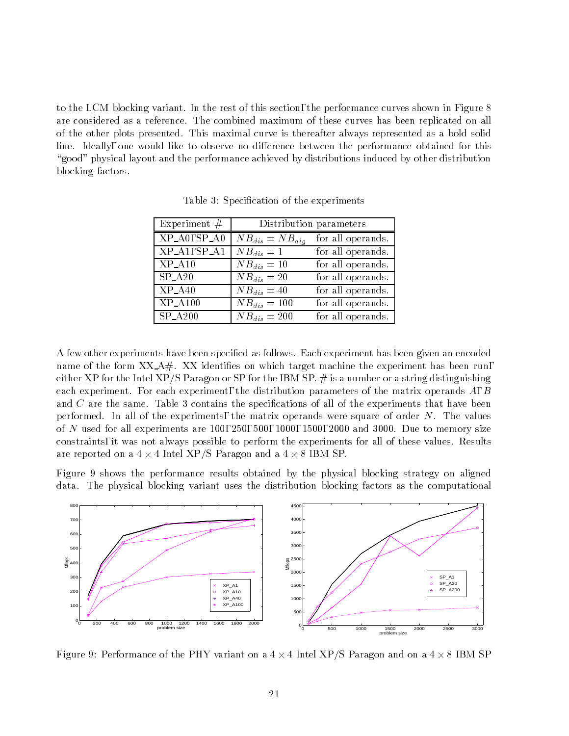to the LCM blocking variant. In the rest of this section, the performance curves shown in Figure 8 are considered as a reference. The combined maximum of these curves has been replicated on all of the other plots presented. This maximal curve is thereafter always represented as a bold solid line. Ideally, one would like to observe no difference between the performance obtained for this "good" physical layout and the performance achieved by distributions induced by other distribution blocking factors.

Table 3: Specification of the experiments

| Experiment # | Distribution parameters | |
|---|---|---|
| XP_A0, SP_A0 | $NB_{dis} = NB_{alg}$ | for all operands. |
| XP_A1, SP_A1 | $NB_{dis} = 1$ | for all operands. |
| XP_A10 | $NB_{dis} = 10$ | for all operands. |
| SP_A20 | $NB_{dis} = 20$ | for all operands. |
| XP_A40 | $NB_{dis} = 40$ | for all operands. |
| XP_A100 | $NB_{dis} = 100$ | for all operands. |
| SP_A200 | $NB_{dis} = 200$ | for all operands. |

A few other experiments have been specified as follows. Each experiment has been given an encoded name of the form XX_A#. XX identifies on which target machine the experiment has been run, either XP for the Intel XP/S Paragon or SP for the IBM SP. # is a number or a string distinguishing each experiment. For each experiment, the distribution parameters of the matrix operands $A$, $B$ and $C$ are the same. Table 3 contains the specifications of all of the experiments that have been performed. In all of the experiments, the matrix operands were square of order $N$. The values of $N$ used for all experiments are 100, 250, 500, 1000, 1500, 2000 and 3000. Due to memory size constraints, it was not always possible to perform the experiments for all of these values. Results are reported on a $4 \times 4$ Intel XP/S Paragon and a $4 \times 8$ IBM SP.

Figure 9 shows the performance results obtained by the physical blocking strategy on aligned data. The physical blocking variant uses the distribution blocking factors as the computational

Figure 9: Performance of the PHY variant on a $4 \times 4$ Intel XP/S Paragon and on a $4 \times 8$ IBM SP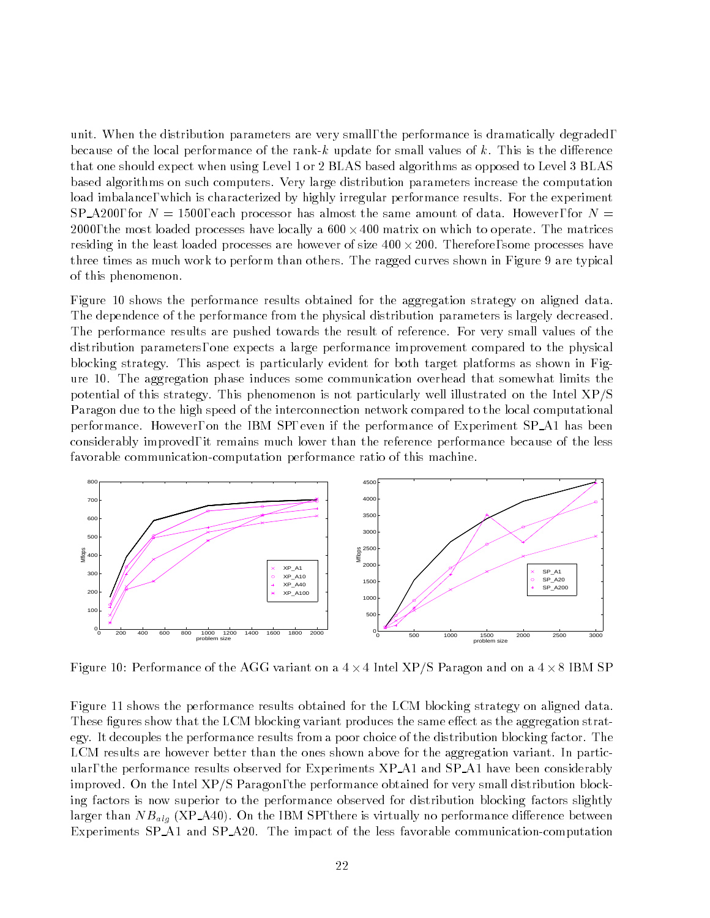unit. When the distribution parameters are very small, the performance is dramatically degraded, because of the local performance of the rank-$k$ update for small values of $k$. This is the difference that one should expect when using Level 1 or 2 BLAS based algorithms as opposed to Level 3 BLAS based algorithms on such computers. Very large distribution parameters increase the computation load imbalance, which is characterized by highly irregular performance results. For the experiment SP_A200, for $N = 1500$, each processor has almost the same amount of data. However, for $N = 2000$, the most loaded processes have locally a $600 \times 400$ matrix on which to operate. The matrices residing in the least loaded processes are however of size $400 \times 200$. Therefore, some processes have three times as much work to perform than others. The ragged curves shown in Figure 9 are typical of this phenomenon.

Figure 10 shows the performance results obtained for the aggregation strategy on aligned data. The dependence of the performance from the physical distribution parameters is largely decreased. The performance results are pushed towards the result of reference. For very small values of the distribution parameters, one expects a large performance improvement compared to the physical blocking strategy. This aspect is particularly evident for both target platforms as shown in Figure 10. The aggregation phase induces some communication overhead that somewhat limits the potential of this strategy. This phenomenon is not particularly well illustrated on the Intel XP/S Paragon due to the high speed of the interconnection network compared to the local computational performance. However, on the IBM SP, even if the performance of Experiment SP_A1 has been considerably improved, it remains much lower than the reference performance because of the less favorable communication-computation performance ratio of this machine.

Figure 10: Performance of the AGG variant on a $4 \times 4$ Intel XP/S Paragon and on a $4 \times 8$ IBM SP

Figure 11 shows the performance results obtained for the LCM blocking strategy on aligned data. These figures show that the LCM blocking variant produces the same effect as the aggregation strategy. It decouples the performance results from a poor choice of the distribution blocking factor. The LCM results are however better than the ones shown above for the aggregation variant. In particular, the performance results observed for Experiments XP_A1 and SP_A1 have been considerably improved. On the Intel XP/S Paragon, the performance obtained for very small distribution blocking factors is now superior to the performance observed for distribution blocking factors slightly larger than $NB_{alg}$ (XP_A40). On the IBM SP, there is virtually no performance difference between Experiments SP_A1 and SP_A20. The impact of the less favorable communication-computation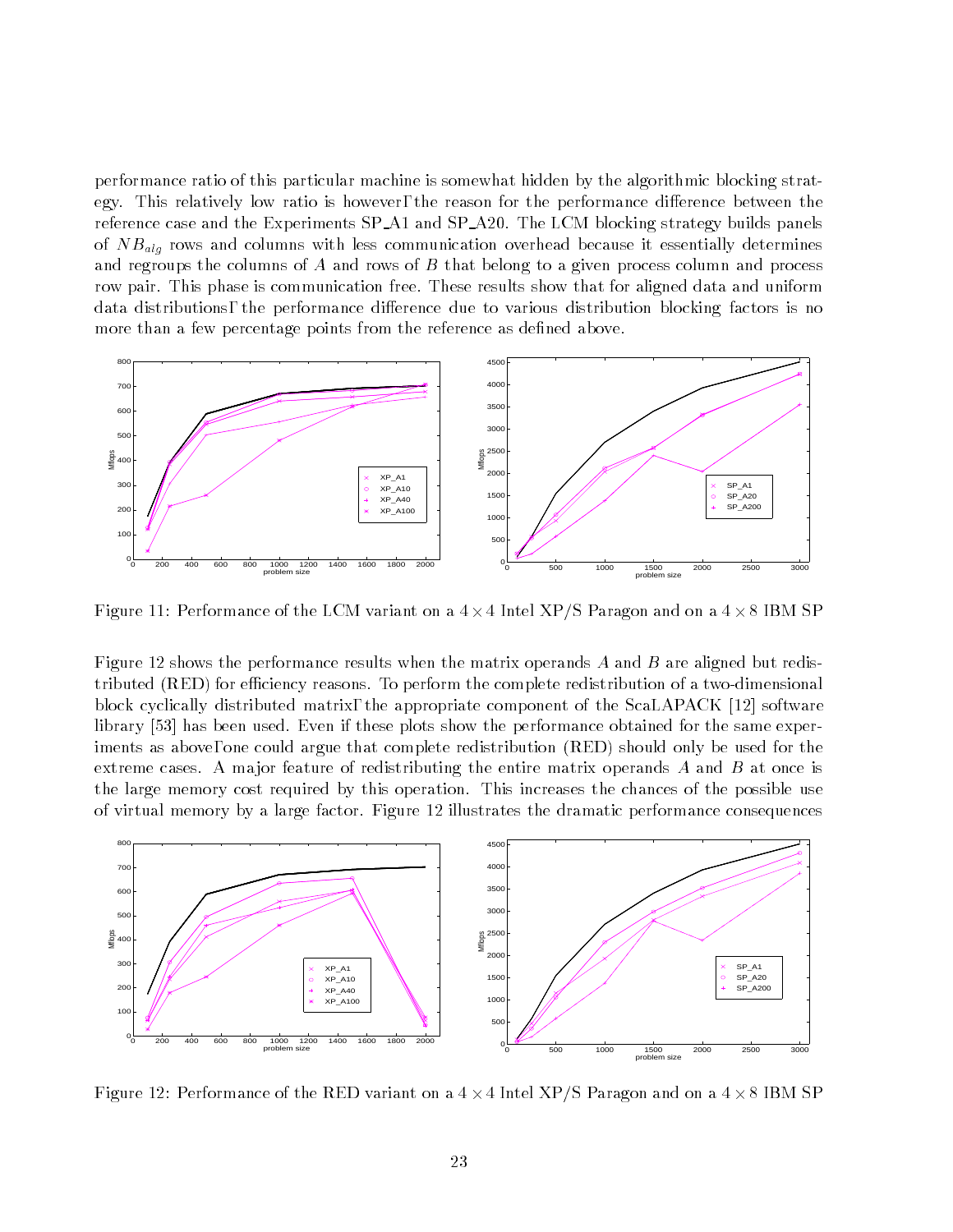performance ratio of this particular machine is somewhat hidden by the algorithmic blocking strategy. This relatively low ratio is however, the reason for the performance difference between the reference case and the Experiments SP_A1 and SP_A20. The LCM blocking strategy builds panels of $NB_{alg}$ rows and columns with less communication overhead because it essentially determines and regroups the columns of $A$ and rows of $B$ that belong to a given process column and process row pair. This phase is communication free. These results show that for aligned data and uniform data distributions, the performance difference due to various distribution blocking factors is no more than a few percentage points from the reference as defined above.

Figure 11: Performance of the LCM variant on a $4 \times 4$ Intel XP/S Paragon and on a $4 \times 8$ IBM SP

Figure 12 shows the performance results when the matrix operands $A$ and $B$ are aligned but redistributed (RED) for efficiency reasons. To perform the complete redistribution of a two-dimensional block cyclically distributed matrix, the appropriate component of the ScaLAPACK [12] software library [53] has been used. Even if these plots show the performance obtained for the same experiments as above, one could argue that complete redistribution (RED) should only be used for the extreme cases. A major feature of redistributing the entire matrix operands $A$ and $B$ at once is the large memory cost required by this operation. This increases the chances of the possible use of virtual memory by a large factor. Figure 12 illustrates the dramatic performance consequences

Figure 12: Performance of the RED variant on a $4 \times 4$ Intel XP/S Paragon and on a $4 \times 8$ IBM SP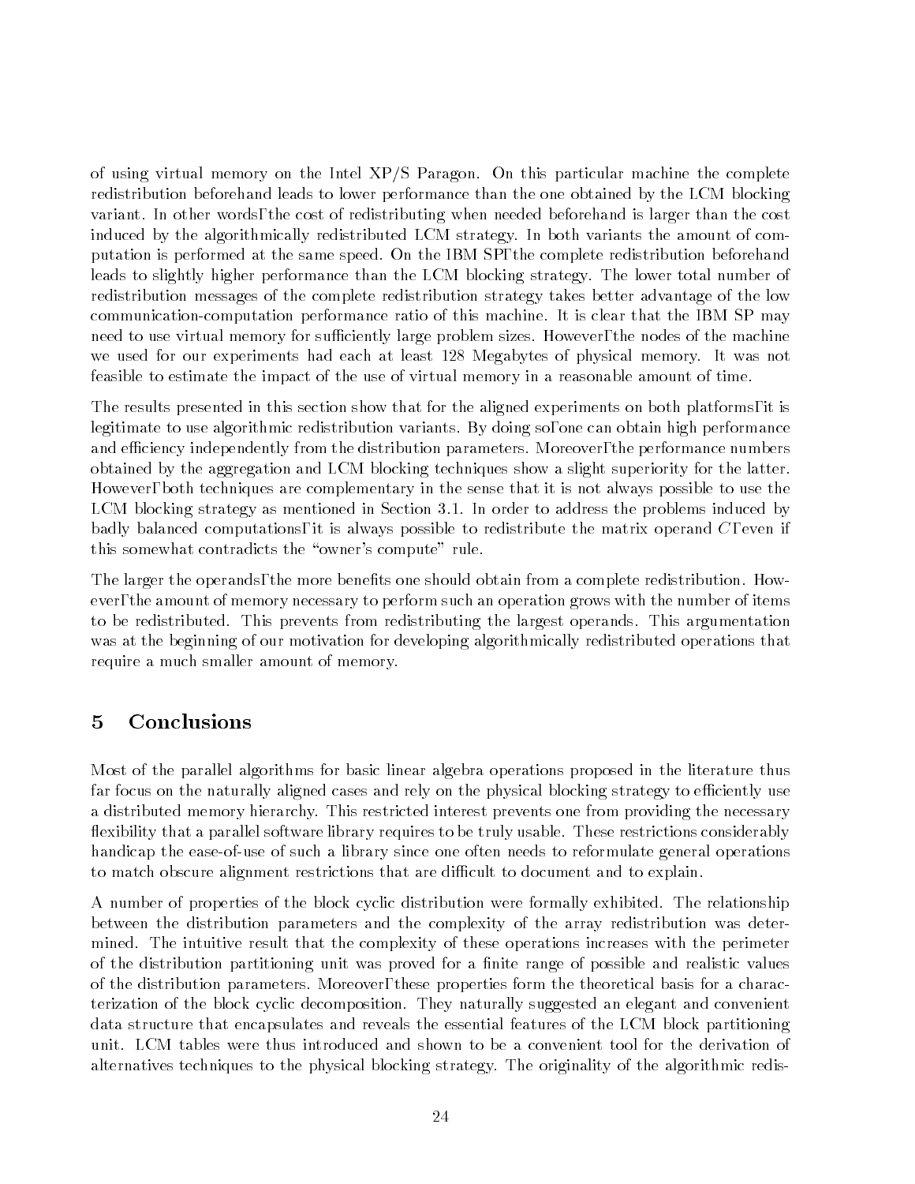of using virtual memory on the Intel XP/S Paragon. On this particular machine the complete redistribution beforehand leads to lower performance than the one obtained by the LCM blocking variant. In other words, the cost of redistributing when needed beforehand is larger than the cost induced by the algorithmically redistributed LCM strategy. In both variants the amount of computation is performed at the same speed. On the IBM SP, the complete redistribution beforehand leads to slightly higher performance than the LCM blocking strategy. The lower total number of redistribution messages of the complete redistribution strategy takes better advantage of the low communication-computation performance ratio of this machine. It is clear that the IBM SP may need to use virtual memory for sufficiently large problem sizes. However, the nodes of the machine we used for our experiments had each at least 128 Megabytes of physical memory. It was not feasible to estimate the impact of the use of virtual memory in a reasonable amount of time.

The results presented in this section show that for the aligned experiments on both platforms, it is legitimate to use algorithmic redistribution variants. By doing so, one can obtain high performance and efficiency independently from the distribution parameters. Moreover, the performance numbers obtained by the aggregation and LCM blocking techniques show a slight superiority for the latter. However, both techniques are complementary in the sense that it is not always possible to use the LCM blocking strategy as mentioned in Section 3.1. In order to address the problems induced by badly balanced computations, it is always possible to redistribute the matrix operand $C$, even if this somewhat contradicts the "owner's compute" rule.

The larger the operands, the more benefits one should obtain from a complete redistribution. However, the amount of memory necessary to perform such an operation grows with the number of items to be redistributed. This prevents from redistributing the largest operands. This argumentation was at the beginning of our motivation for developing algorithmically redistributed operations that require a much smaller amount of memory.

## 5 Conclusions

Most of the parallel algorithms for basic linear algebra operations proposed in the literature thus far focus on the naturally aligned cases and rely on the physical blocking strategy to efficiently use a distributed memory hierarchy. This restricted interest prevents one from providing the necessary flexibility that a parallel software library requires to be truly usable. These restrictions considerably handicap the ease-of-use of such a library since one often needs to reformulate general operations to match obscure alignment restrictions that are difficult to document and to explain.

A number of properties of the block cyclic distribution were formally exhibited. The relationship between the distribution parameters and the complexity of the array redistribution was determined. The intuitive result that the complexity of these operations increases with the perimeter of the distribution partitioning unit was proved for a finite range of possible and realistic values of the distribution parameters. Moreover, these properties form the theoretical basis for a characterization of the block cyclic decomposition. They naturally suggested an elegant and convenient data structure that encapsulates and reveals the essential features of the LCM block partitioning unit. LCM tables were thus introduced and shown to be a convenient tool for the derivation of alternatives techniques to the physical blocking strategy. The originality of the algorithmic redis-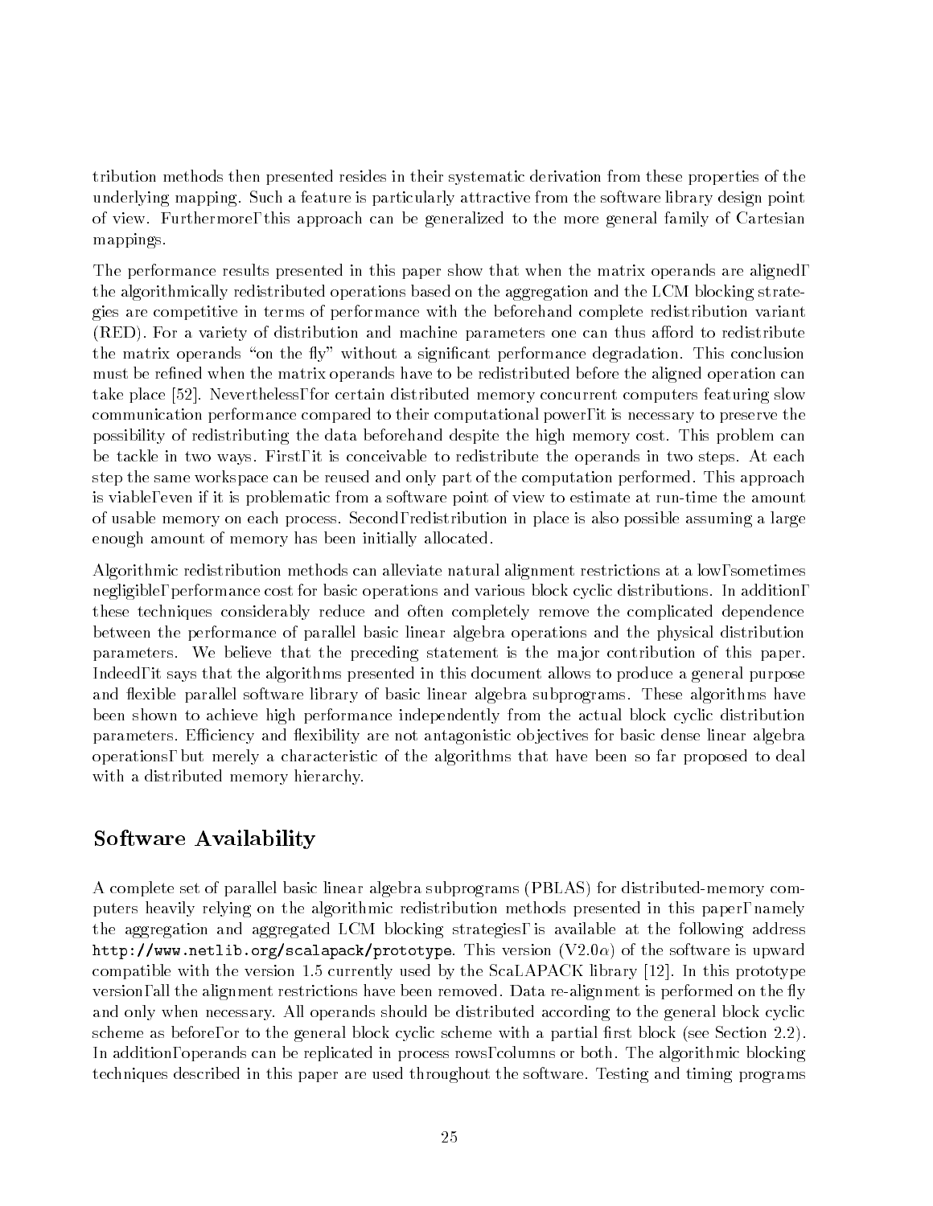tribution methods then presented resides in their systematic derivation from these properties of the underlying mapping. Such a feature is particularly attractive from the software library design point of view. Furthermore, this approach can be generalized to the more general family of Cartesian mappings.

The performance results presented in this paper show that when the matrix operands are aligned, the algorithmically redistributed operations based on the aggregation and the LCM blocking strategies are competitive in terms of performance with the beforehand complete redistribution variant (RED). For a variety of distribution and machine parameters one can thus afford to redistribute the matrix operands "on the fly" without a significant performance degradation. This conclusion must be refined when the matrix operands have to be redistributed before the aligned operation can take place [52]. Nevertheless, for certain distributed memory concurrent computers featuring slow communication performance compared to their computational power, it is necessary to preserve the possibility of redistributing the data beforehand despite the high memory cost. This problem can be tackle in two ways. First, it is conceivable to redistribute the operands in two steps. At each step the same workspace can be reused and only part of the computation performed. This approach is viable, even if it is problematic from a software point of view to estimate at run-time the amount of usable memory on each process. Second, redistribution in place is also possible assuming a large enough amount of memory has been initially allocated.

Algorithmic redistribution methods can alleviate natural alignment restrictions at a low, sometimes negligible, performance cost for basic operations and various block cyclic distributions. In addition, these techniques considerably reduce and often completely remove the complicated dependence between the performance of parallel basic linear algebra operations and the physical distribution parameters. We believe that the preceding statement is the major contribution of this paper. Indeed, it says that the algorithms presented in this document allows to produce a general purpose and flexible parallel software library of basic linear algebra subprograms. These algorithms have been shown to achieve high performance independently from the actual block cyclic distribution parameters. Efficiency and flexibility are not antagonistic objectives for basic dense linear algebra operations, but merely a characteristic of the algorithms that have been so far proposed to deal with a distributed memory hierarchy.

## Software Availability

A complete set of parallel basic linear algebra subprograms (PBLAS) for distributed-memory computers heavily relying on the algorithmic redistribution methods presented in this paper, namely the aggregation and aggregated LCM blocking strategies, is available at the following address `http://www.netlib.org/scalapack/prototype`. This version (V2.0$\alpha$) of the software is upward compatible with the version 1.5 currently used by the ScaLAPACK library [12]. In this prototype version, all the alignment restrictions have been removed. Data re-alignment is performed on the fly and only when necessary. All operands should be distributed according to the general block cyclic scheme as before, or to the general block cyclic scheme with a partial first block (see Section 2.2). In addition, operands can be replicated in process rows, columns or both. The algorithmic blocking techniques described in this paper are used throughout the software. Testing and timing programs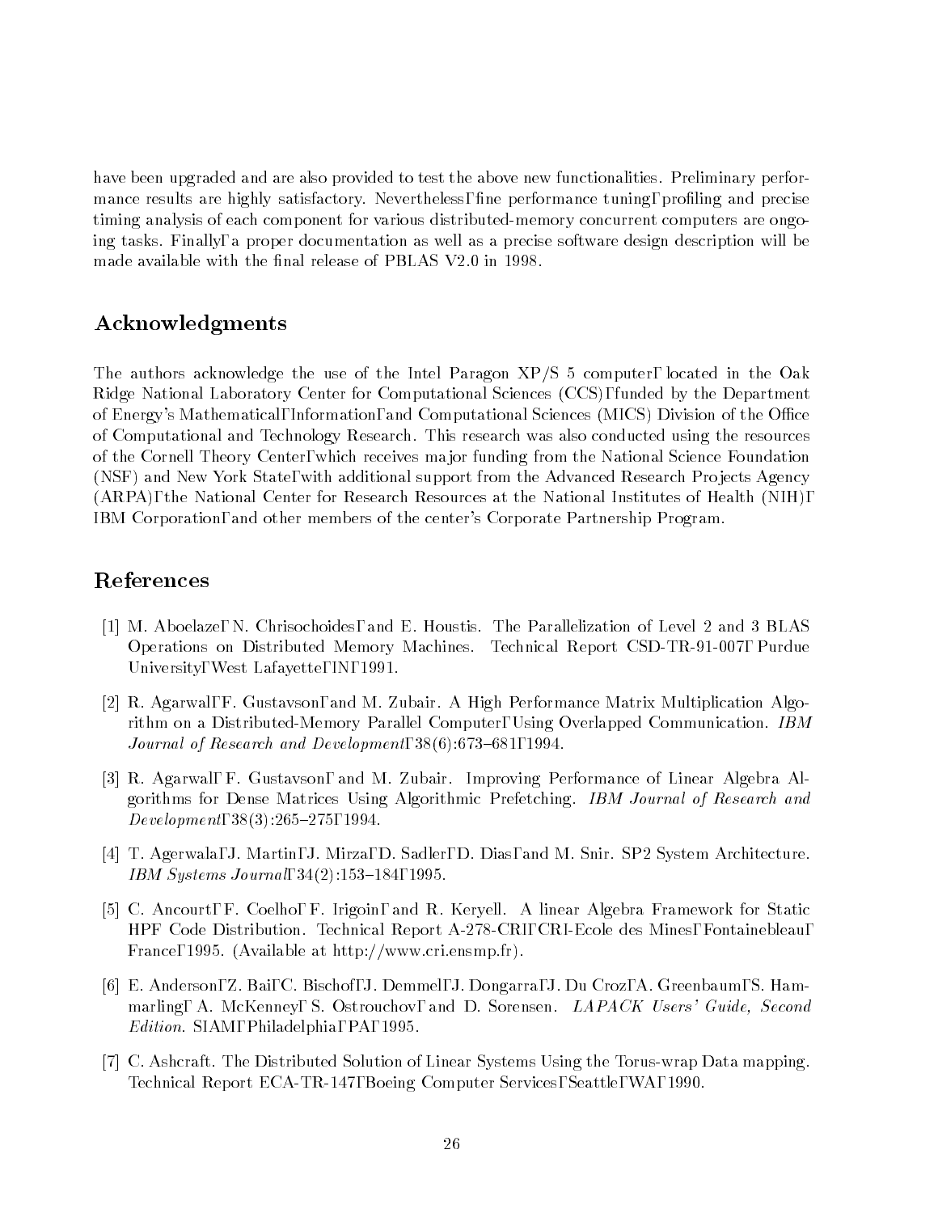have been upgraded and are also provided to test the above new functionalities. Preliminary performance results are highly satisfactory. Nevertheless, fine performance tuning, profiling and precise timing analysis of each component for various distributed-memory concurrent computers are ongoing tasks. Finally, a proper documentation as well as a precise software design description will be made available with the final release of PBLAS V2.0 in 1998.

## Acknowledgments

The authors acknowledge the use of the Intel Paragon XP/S 5 computer, located in the Oak Ridge National Laboratory Center for Computational Sciences (CCS), funded by the Department of Energy's Mathematical, Information, and Computational Sciences (MICS) Division of the Office of Computational and Technology Research. This research was also conducted using the resources of the Cornell Theory Center, which receives major funding from the National Science Foundation (NSF) and New York State, with additional support from the Advanced Research Projects Agency (ARPA), the National Center for Research Resources at the National Institutes of Health (NIH), IBM Corporation, and other members of the center's Corporate Partnership Program.

## References

[1] M. Aboelaze, N. Chrisochoides, and E. Houstis. The Parallelization of Level 2 and 3 BLAS Operations on Distributed Memory Machines. Technical Report CSD-TR-91-007, Purdue University, West Lafayette, IN, 1991.

[2] R. Agarwal, F. Gustavson, and M. Zubair. A High Performance Matrix Multiplication Algorithm on a Distributed-Memory Parallel Computer, Using Overlapped Communication. *IBM Journal of Research and Development*, 38(6):673–681, 1994.

[3] R. Agarwal, F. Gustavson, and M. Zubair. Improving Performance of Linear Algebra Algorithms for Dense Matrices Using Algorithmic Prefetching. *IBM Journal of Research and Development*, 38(3):265–275, 1994.

[4] T. Agerwala, J. Martin, J. Mirza, D. Sadler, D. Dias, and M. Snir. SP2 System Architecture. *IBM Systems Journal*, 34(2):153–184, 1995.

[5] C. Ancourt, F. Coelho, F. Irigoin, and R. Keryell. A linear Algebra Framework for Static HPF Code Distribution. Technical Report A-278-CRI, CRI-Ecole des Mines, Fontainebleau, France, 1995. (Available at http://www.cri.ensmp.fr).

[6] E. Anderson, Z. Bai, C. Bischof, J. Demmel, J. Dongarra, J. Du Croz, A. Greenbaum, S. Hammarling, A. McKenney, S. Ostrouchov, and D. Sorensen. *LAPACK Users' Guide, Second Edition*. SIAM, Philadelphia, PA, 1995.

[7] C. Ashcraft. The Distributed Solution of Linear Systems Using the Torus-wrap Data mapping. Technical Report ECA-TR-147, Boeing Computer Services, Seattle, WA, 1990.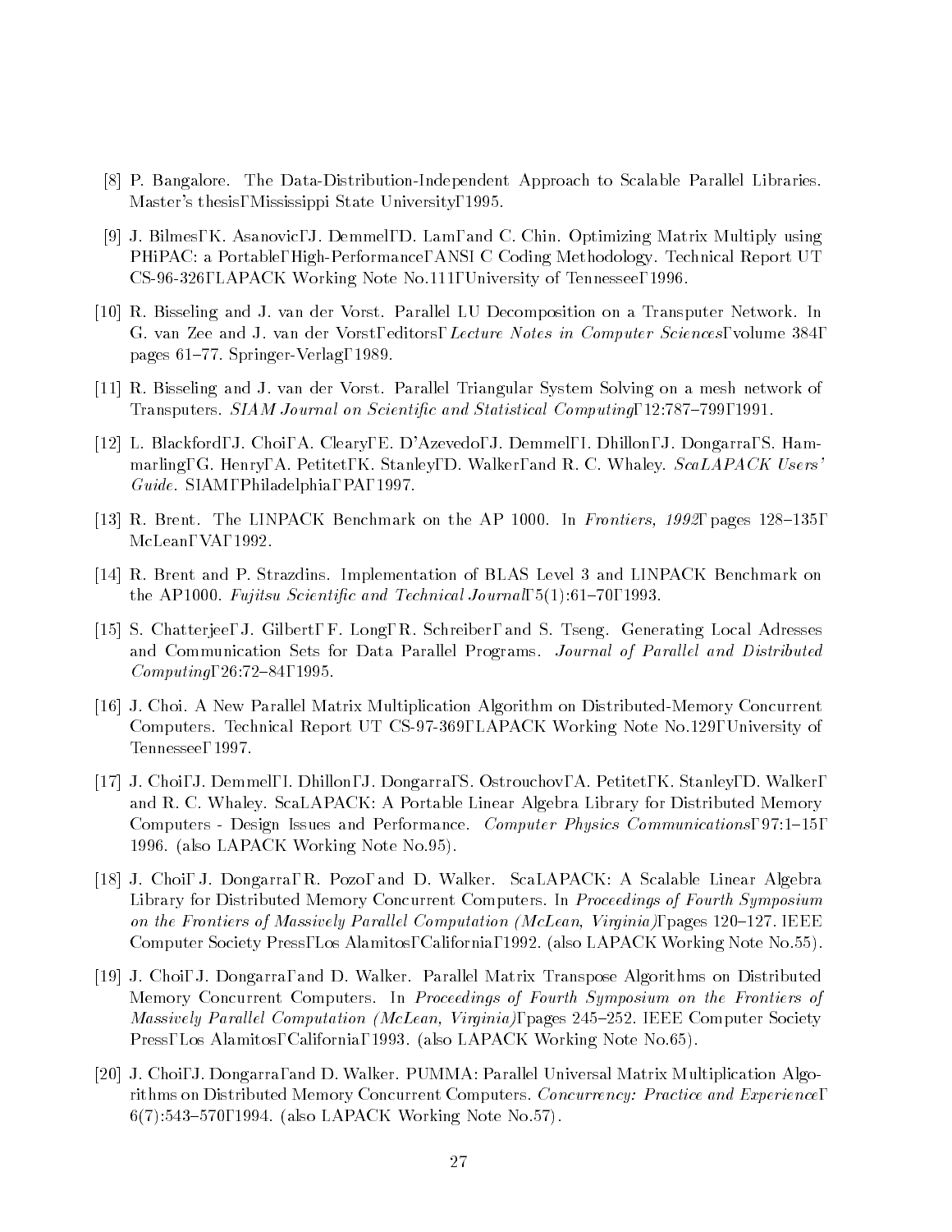[8] P. Bangalore. The Data-Distribution-Independent Approach to Scalable Parallel Libraries. Master's thesis, Mississippi State University, 1995.

[9] J. Bilmes, K. Asanovic, J. Demmel, D. Lam, and C. Chin. Optimizing Matrix Multiply using PHiPAC: a Portable, High-Performance, ANSI C Coding Methodology. Technical Report UT CS-96-326, LAPACK Working Note No.111, University of Tennessee, 1996.

[10] R. Bisseling and J. van der Vorst. Parallel LU Decomposition on a Transputer Network. In G. van Zee and J. van der Vorst, editors, *Lecture Notes in Computer Sciences*, volume 384, pages 61–77. Springer-Verlag, 1989.

[11] R. Bisseling and J. van der Vorst. Parallel Triangular System Solving on a mesh network of Transputers. *SIAM Journal on Scientific and Statistical Computing*, 12:787–799, 1991.

[12] L. Blackford, J. Choi, A. Cleary, E. D'Azevedo, J. Demmel, I. Dhillon, J. Dongarra, S. Hammarling, G. Henry, A. Petitet, K. Stanley, D. Walker, and R. C. Whaley. *ScaLAPACK Users' Guide*. SIAM, Philadelphia, PA, 1997.

[13] R. Brent. The LINPACK Benchmark on the AP 1000. In *Frontiers, 1992*, pages 128–135, McLean, VA, 1992.

[14] R. Brent and P. Strazdins. Implementation of BLAS Level 3 and LINPACK Benchmark on the AP1000. *Fujitsu Scientific and Technical Journal*, 5(1):61–70, 1993.

[15] S. Chatterjee, J. Gilbert, F. Long, R. Schreiber, and S. Tseng. Generating Local Adresses and Communication Sets for Data Parallel Programs. *Journal of Parallel and Distributed Computing*, 26:72–84, 1995.

[16] J. Choi. A New Parallel Matrix Multiplication Algorithm on Distributed-Memory Concurrent Computers. Technical Report UT CS-97-369, LAPACK Working Note No.129, University of Tennessee, 1997.

[17] J. Choi, J. Demmel, I. Dhillon, J. Dongarra, S. Ostrouchov, A. Petitet, K. Stanley, D. Walker, and R. C. Whaley. ScaLAPACK: A Portable Linear Algebra Library for Distributed Memory Computers - Design Issues and Performance. *Computer Physics Communications*, 97:1–15, 1996. (also LAPACK Working Note No.95).

[18] J. Choi, J. Dongarra, R. Pozo, and D. Walker. ScaLAPACK: A Scalable Linear Algebra Library for Distributed Memory Concurrent Computers. In *Proceedings of Fourth Symposium on the Frontiers of Massively Parallel Computation (McLean, Virginia)*, pages 120–127. IEEE Computer Society Press, Los Alamitos, California, 1992. (also LAPACK Working Note No.55).

[19] J. Choi, J. Dongarra, and D. Walker. Parallel Matrix Transpose Algorithms on Distributed Memory Concurrent Computers. In *Proceedings of Fourth Symposium on the Frontiers of Massively Parallel Computation (McLean, Virginia)*, pages 245–252. IEEE Computer Society Press, Los Alamitos, California, 1993. (also LAPACK Working Note No.65).

[20] J. Choi, J. Dongarra, and D. Walker. PUMMA: Parallel Universal Matrix Multiplication Algorithms on Distributed Memory Concurrent Computers. *Concurrency: Practice and Experience*, 6(7):543–570, 1994. (also LAPACK Working Note No.57).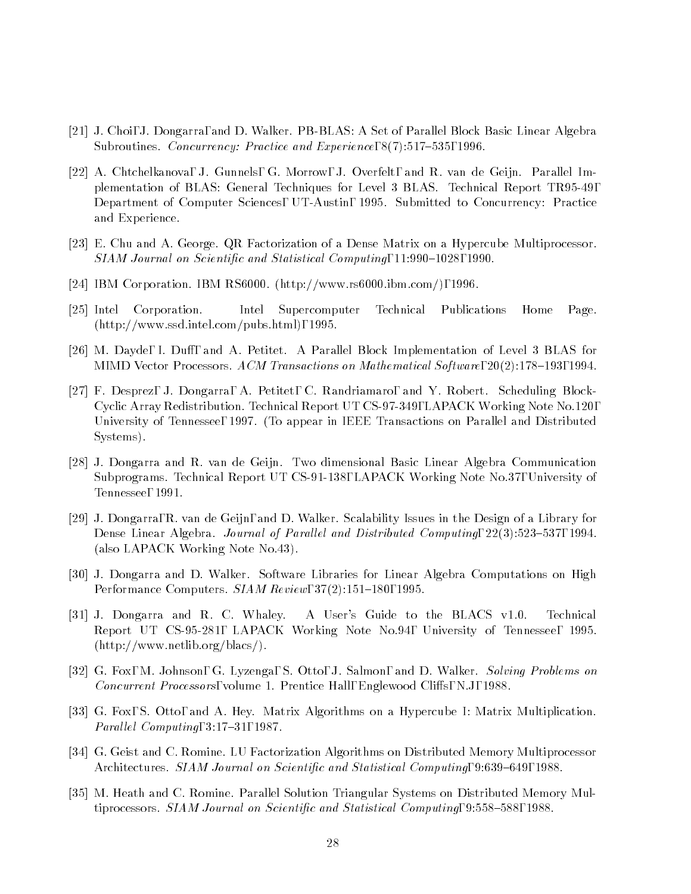[21] J. Choi, J. Dongarra, and D. Walker. PB-BLAS: A Set of Parallel Block Basic Linear Algebra Subroutines. *Concurrency: Practice and Experience*, 8(7):517–535, 1996.

[22] A. Chtchelkanova, J. Gunnels, G. Morrow, J. Overfelt, and R. van de Geijn. Parallel Implementation of BLAS: General Techniques for Level 3 BLAS. Technical Report TR95-49, Department of Computer Sciences, UT-Austin, 1995. Submitted to Concurrency: Practice and Experience.

[23] E. Chu and A. George. QR Factorization of a Dense Matrix on a Hypercube Multiprocessor. *SIAM Journal on Scientific and Statistical Computing*, 11:990–1028, 1990.

[24] IBM Corporation. IBM RS6000. (http://www.rs6000.ibm.com/), 1996.

[25] Intel Corporation. Intel Supercomputer Technical Publications Home Page. (http://www.ssd.intel.com/pubs.html), 1995.

[26] M. Dayde, I. Duff, and A. Petitet. A Parallel Block Implementation of Level 3 BLAS for MIMD Vector Processors. *ACM Transactions on Mathematical Software*, 20(2):178–193, 1994.

[27] F. Desprez, J. Dongarra, A. Petitet, C. Randriamaro, and Y. Robert. Scheduling Block-Cyclic Array Redistribution. Technical Report UT CS-97-349, LAPACK Working Note No.120, University of Tennessee, 1997. (To appear in IEEE Transactions on Parallel and Distributed Systems).

[28] J. Dongarra and R. van de Geijn. Two dimensional Basic Linear Algebra Communication Subprograms. Technical Report UT CS-91-138, LAPACK Working Note No.37, University of Tennessee, 1991.

[29] J. Dongarra, R. van de Geijn, and D. Walker. Scalability Issues in the Design of a Library for Dense Linear Algebra. *Journal of Parallel and Distributed Computing*, 22(3):523–537, 1994. (also LAPACK Working Note No.43).

[30] J. Dongarra and D. Walker. Software Libraries for Linear Algebra Computations on High Performance Computers. *SIAM Review*, 37(2):151–180, 1995.

[31] J. Dongarra and R. C. Whaley. A User's Guide to the BLACS v1.0. Technical Report UT CS-95-281, LAPACK Working Note No.94, University of Tennessee, 1995. (http://www.netlib.org/blacs/).

[32] G. Fox, M. Johnson, G. Lyzenga, S. Otto, J. Salmon, and D. Walker. *Solving Problems on Concurrent Processors*, volume 1. Prentice Hall, Englewood Cliffs, N.J, 1988.

[33] G. Fox, S. Otto, and A. Hey. Matrix Algorithms on a Hypercube I: Matrix Multiplication. *Parallel Computing*, 3:17–31, 1987.

[34] G. Geist and C. Romine. LU Factorization Algorithms on Distributed Memory Multiprocessor Architectures. *SIAM Journal on Scientific and Statistical Computing*, 9:639–649, 1988.

[35] M. Heath and C. Romine. Parallel Solution Triangular Systems on Distributed Memory Multiprocessors. *SIAM Journal on Scientific and Statistical Computing*, 9:558–588, 1988.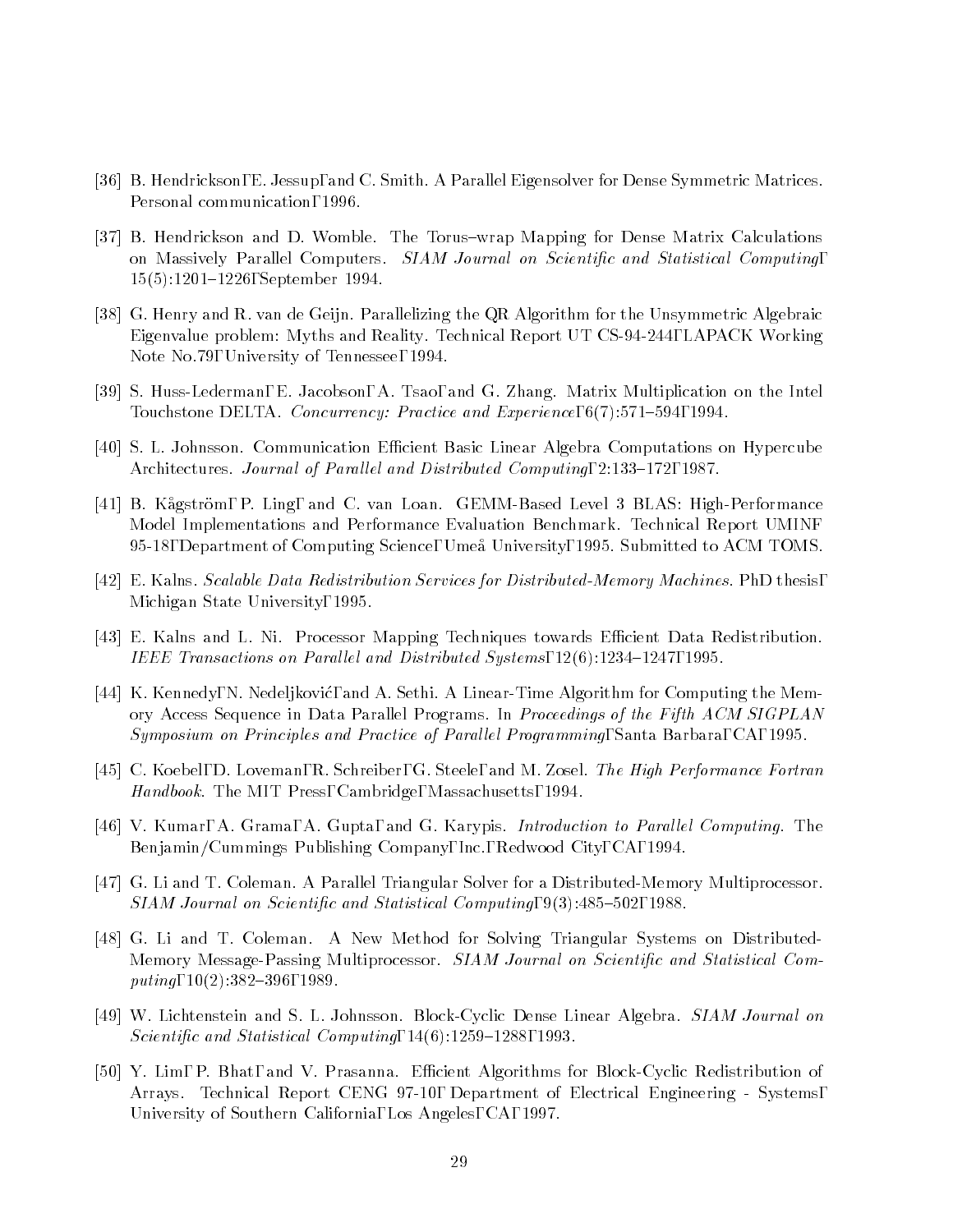[36] B. Hendrickson, E. Jessup, and C. Smith. A Parallel Eigensolver for Dense Symmetric Matrices. Personal communication, 1996.

[37] B. Hendrickson and D. Womble. The Torus–wrap Mapping for Dense Matrix Calculations on Massively Parallel Computers. *SIAM Journal on Scientific and Statistical Computing*, 15(5):1201–1226, September 1994.

[38] G. Henry and R. van de Geijn. Parallelizing the QR Algorithm for the Unsymmetric Algebraic Eigenvalue problem: Myths and Reality. Technical Report UT CS-94-244, LAPACK Working Note No.79, University of Tennessee, 1994.

[39] S. Huss-Lederman, E. Jacobson, A. Tsao, and G. Zhang. Matrix Multiplication on the Intel Touchstone DELTA. *Concurrency: Practice and Experience*, 6(7):571–594, 1994.

[40] S. L. Johnsson. Communication Efficient Basic Linear Algebra Computations on Hypercube Architectures. *Journal of Parallel and Distributed Computing*, 2:133–172, 1987.

[41] B. Kågström, P. Ling, and C. van Loan. GEMM-Based Level 3 BLAS: High-Performance Model Implementations and Performance Evaluation Benchmark. Technical Report UMINF 95-18, Department of Computing Science, Umeå University, 1995. Submitted to ACM TOMS.

[42] E. Kalns. *Scalable Data Redistribution Services for Distributed-Memory Machines*. PhD thesis, Michigan State University, 1995.

[43] E. Kalns and L. Ni. Processor Mapping Techniques towards Efficient Data Redistribution. *IEEE Transactions on Parallel and Distributed Systems*, 12(6):1234–1247, 1995.

[44] K. Kennedy, N. Nedeljković, and A. Sethi. A Linear-Time Algorithm for Computing the Memory Access Sequence in Data Parallel Programs. In *Proceedings of the Fifth ACM SIGPLAN Symposium on Principles and Practice of Parallel Programming*, Santa Barbara, CA, 1995.

[45] C. Koebel, D. Loveman, R. Schreiber, G. Steele, and M. Zosel. *The High Performance Fortran Handbook*. The MIT Press, Cambridge, Massachusetts, 1994.

[46] V. Kumar, A. Grama, A. Gupta, and G. Karypis. *Introduction to Parallel Computing*. The Benjamin/Cummings Publishing Company, Inc., Redwood City, CA, 1994.

[47] G. Li and T. Coleman. A Parallel Triangular Solver for a Distributed-Memory Multiprocessor. *SIAM Journal on Scientific and Statistical Computing*, 9(3):485–502, 1988.

[48] G. Li and T. Coleman. A New Method for Solving Triangular Systems on Distributed-Memory Message-Passing Multiprocessor. *SIAM Journal on Scientific and Statistical Computing*, 10(2):382–396, 1989.

[49] W. Lichtenstein and S. L. Johnsson. Block-Cyclic Dense Linear Algebra. *SIAM Journal on Scientific and Statistical Computing*, 14(6):1259–1288, 1993.

[50] Y. Lim, P. Bhat, and V. Prasanna. Efficient Algorithms for Block-Cyclic Redistribution of Arrays. Technical Report CENG 97-10, Department of Electrical Engineering - Systems, University of Southern California, Los Angeles, CA, 1997.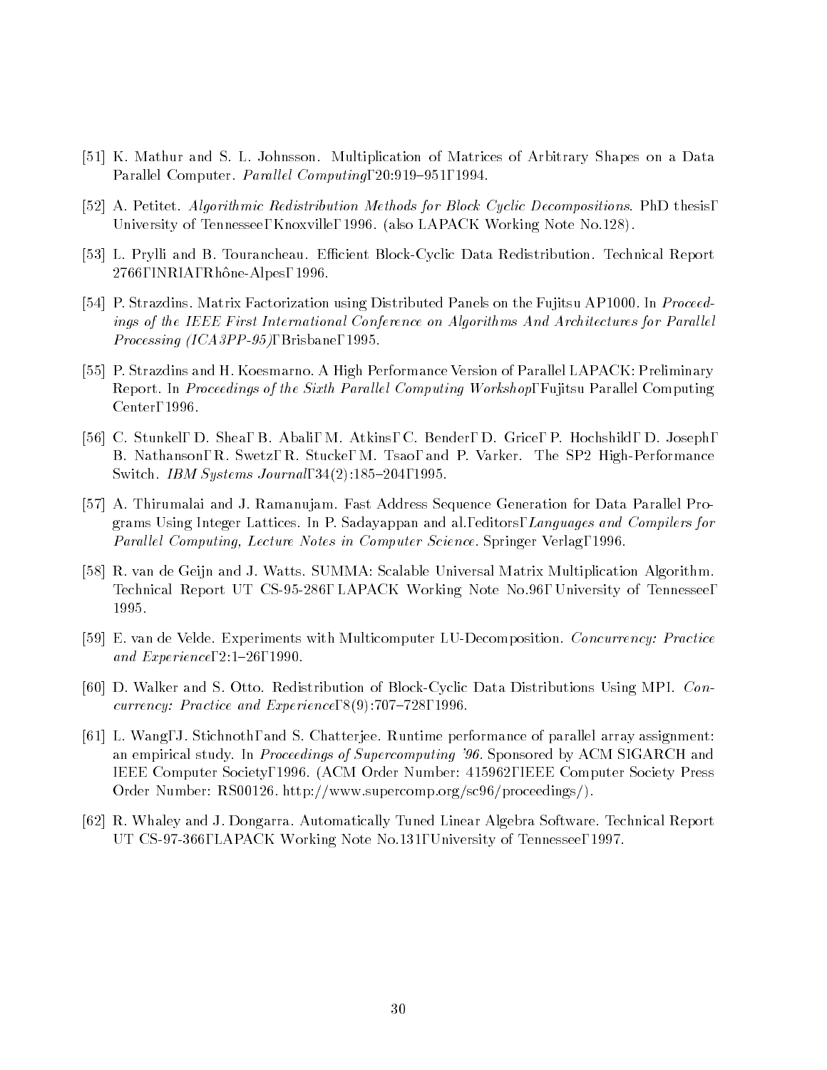[51] K. Mathur and S. L. Johnsson. Multiplication of Matrices of Arbitrary Shapes on a Data Parallel Computer. *Parallel Computing*, 20:919–951, 1994.

[52] A. Petitet. *Algorithmic Redistribution Methods for Block Cyclic Decompositions*. PhD thesis, University of Tennessee, Knoxville, 1996. (also LAPACK Working Note No.128).

[53] L. Prylli and B. Tourancheau. Efficient Block-Cyclic Data Redistribution. Technical Report 2766, INRIA, Rhône-Alpes, 1996.

[54] P. Strazdins. Matrix Factorization using Distributed Panels on the Fujitsu AP1000. In *Proceedings of the IEEE First International Conference on Algorithms And Architectures for Parallel Processing (ICA3PP-95)*, Brisbane, 1995.

[55] P. Strazdins and H. Koesmarno. A High Performance Version of Parallel LAPACK: Preliminary Report. In *Proceedings of the Sixth Parallel Computing Workshop*, Fujitsu Parallel Computing Center, 1996.

[56] C. Stunkel, D. Shea, B. Abali, M. Atkins, C. Bender, D. Grice, P. Hochshild, D. Joseph, B. Nathanson, R. Swetz, R. Stucke, M. Tsao, and P. Varker. The SP2 High-Performance Switch. *IBM Systems Journal*, 34(2):185–204, 1995.

[57] A. Thirumalai and J. Ramanujam. Fast Address Sequence Generation for Data Parallel Programs Using Integer Lattices. In P. Sadayappan and al., editors, *Languages and Compilers for Parallel Computing, Lecture Notes in Computer Science*. Springer Verlag, 1996.

[58] R. van de Geijn and J. Watts. SUMMA: Scalable Universal Matrix Multiplication Algorithm. Technical Report UT CS-95-286, LAPACK Working Note No.96, University of Tennessee, 1995.

[59] E. van de Velde. Experiments with Multicomputer LU-Decomposition. *Concurrency: Practice and Experience*, 2:1–26, 1990.

[60] D. Walker and S. Otto. Redistribution of Block-Cyclic Data Distributions Using MPI. *Concurrency: Practice and Experience*, 8(9):707–728, 1996.

[61] L. Wang, J. Stichnoth, and S. Chatterjee. Runtime performance of parallel array assignment: an empirical study. In *Proceedings of Supercomputing '96*. Sponsored by ACM SIGARCH and IEEE Computer Society, 1996. (ACM Order Number: 415962, IEEE Computer Society Press Order Number: RS00126. http://www.supercomp.org/sc96/proceedings/).

[62] R. Whaley and J. Dongarra. Automatically Tuned Linear Algebra Software. Technical Report UT CS-97-366, LAPACK Working Note No.131, University of Tennessee, 1997.